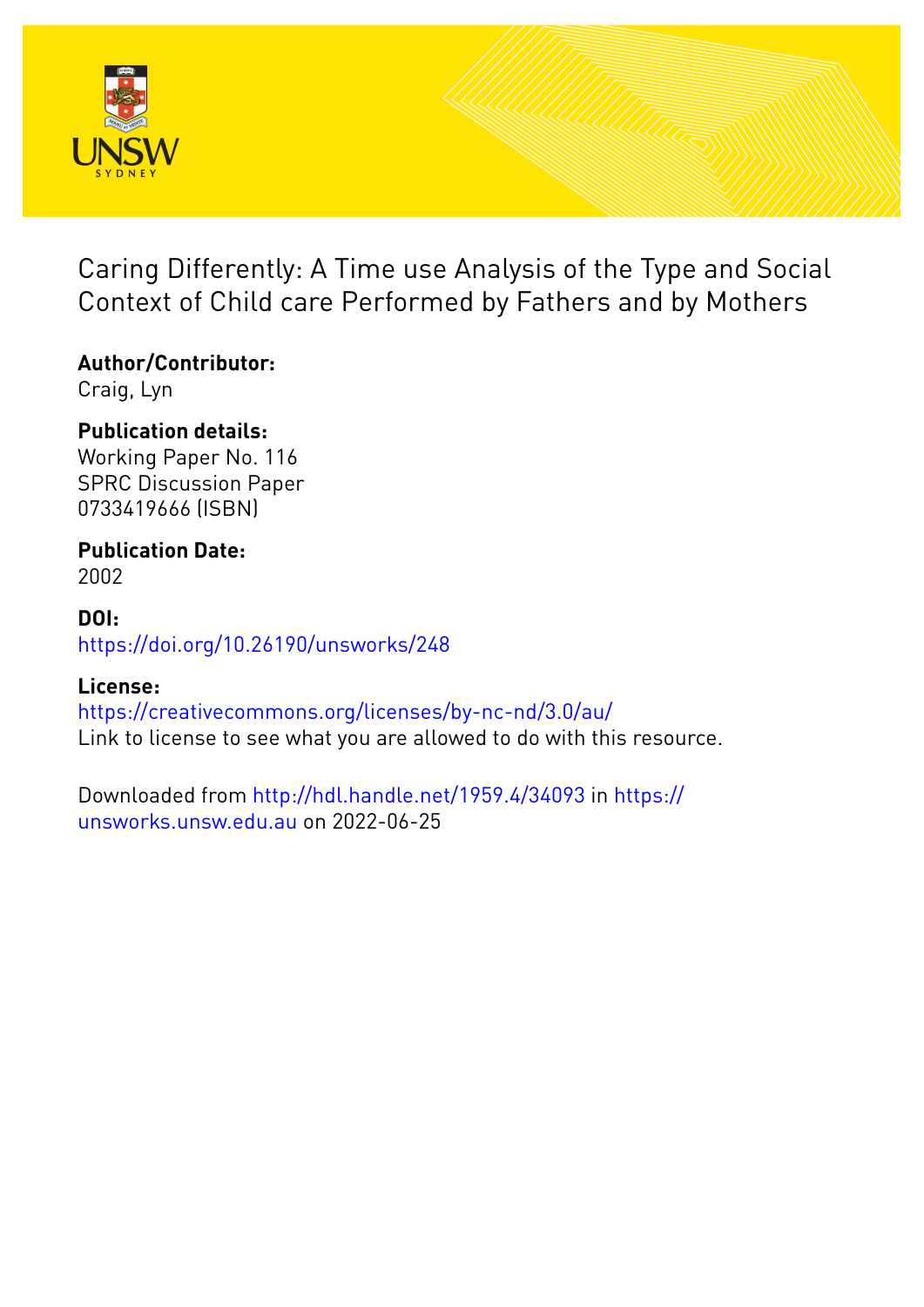# Caring Differently: A Time use Analysis of the Type and Social Context of Child care Performed by Fathers and by Mothers

**Author/Contributor:**
Craig, Lyn

**Publication details:**
Working Paper No. 116
SPRC Discussion Paper
0733419666 (ISBN)

**Publication Date:**
2002

**DOI:**
https://doi.org/10.26190/unsworks/248

**License:**
https://creativecommons.org/licenses/by-nc-nd/3.0/au/
Link to license to see what you are allowed to do with this resource.

Downloaded from http://hdl.handle.net/1959.4/34093 in https://unsworks.unsw.edu.au on 2022-06-25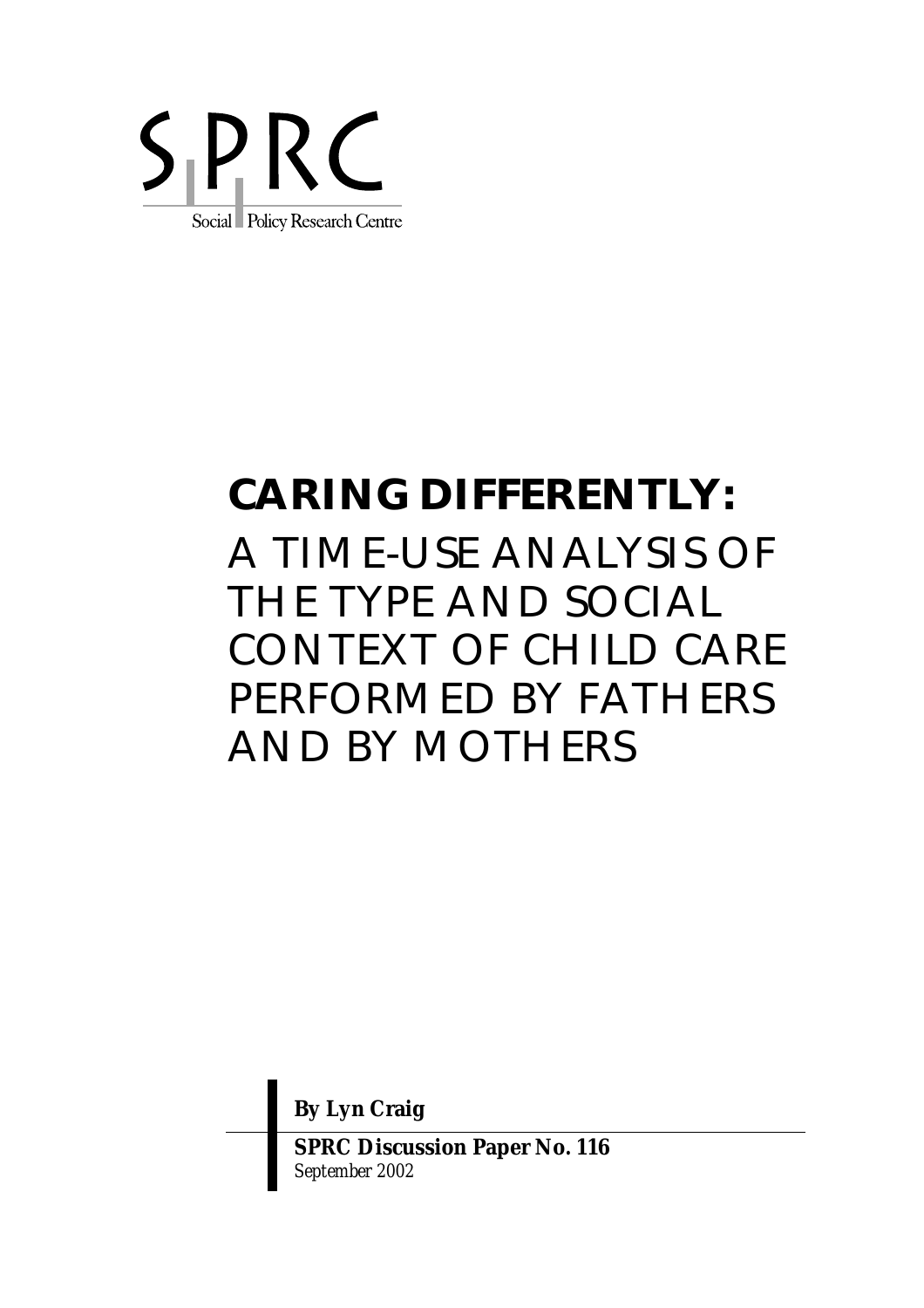SPRC

Social Policy Research Centre

# CARING DIFFERENTLY:

## A TIME-USE ANALYSIS OF THE TYPE AND SOCIAL CONTEXT OF CHILD CARE PERFORMED BY FATHERS AND BY MOTHERS

**By Lyn Craig**

**SPRC Discussion Paper No. 116**
*September 2002*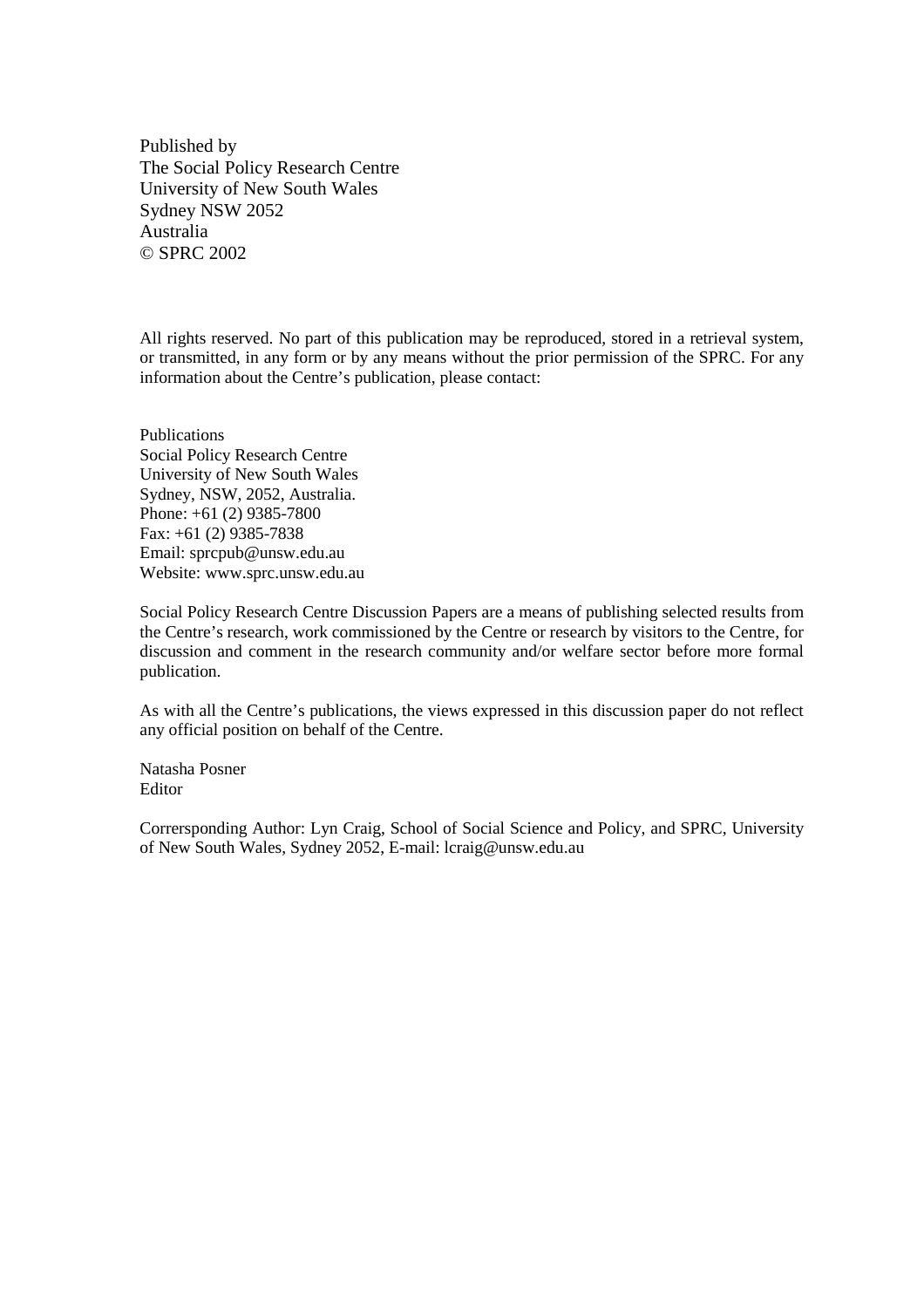Published by
The Social Policy Research Centre
University of New South Wales
Sydney NSW 2052
Australia
© SPRC 2002

All rights reserved. No part of this publication may be reproduced, stored in a retrieval system, or transmitted, in any form or by any means without the prior permission of the SPRC. For any information about the Centre's publication, please contact:

Publications
Social Policy Research Centre
University of New South Wales
Sydney, NSW, 2052, Australia.
Phone: +61 (2) 9385-7800
Fax: +61 (2) 9385-7838
Email: sprcpub@unsw.edu.au
Website: www.sprc.unsw.edu.au

Social Policy Research Centre Discussion Papers are a means of publishing selected results from the Centre's research, work commissioned by the Centre or research by visitors to the Centre, for discussion and comment in the research community and/or welfare sector before more formal publication.

As with all the Centre's publications, the views expressed in this discussion paper do not reflect any official position on behalf of the Centre.

Natasha Posner
Editor

CorrerCorresponding Author: Lyn Craig, School of Social Science and Policy, and SPRC, University of New South Wales, Sydney 2052, E-mail: lcraig@unsw.edu.au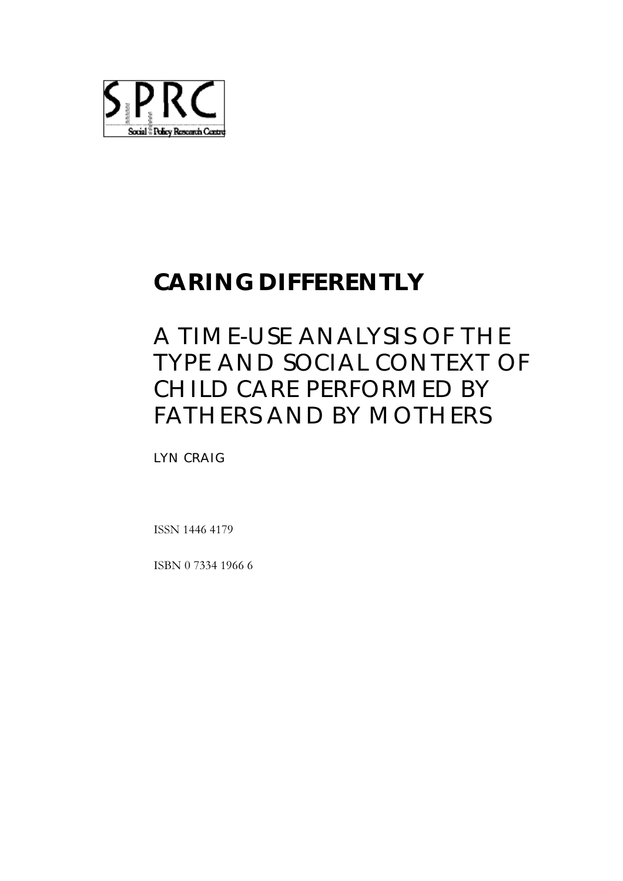SPRC

Social Policy Research Centre

# CARING DIFFERENTLY

## A TIME-USE ANALYSIS OF THE TYPE AND SOCIAL CONTEXT OF CHILD CARE PERFORMED BY FATHERS AND BY MOTHERS

LYN CRAIG

ISSN 1446 4179

ISBN 0 7334 1966 6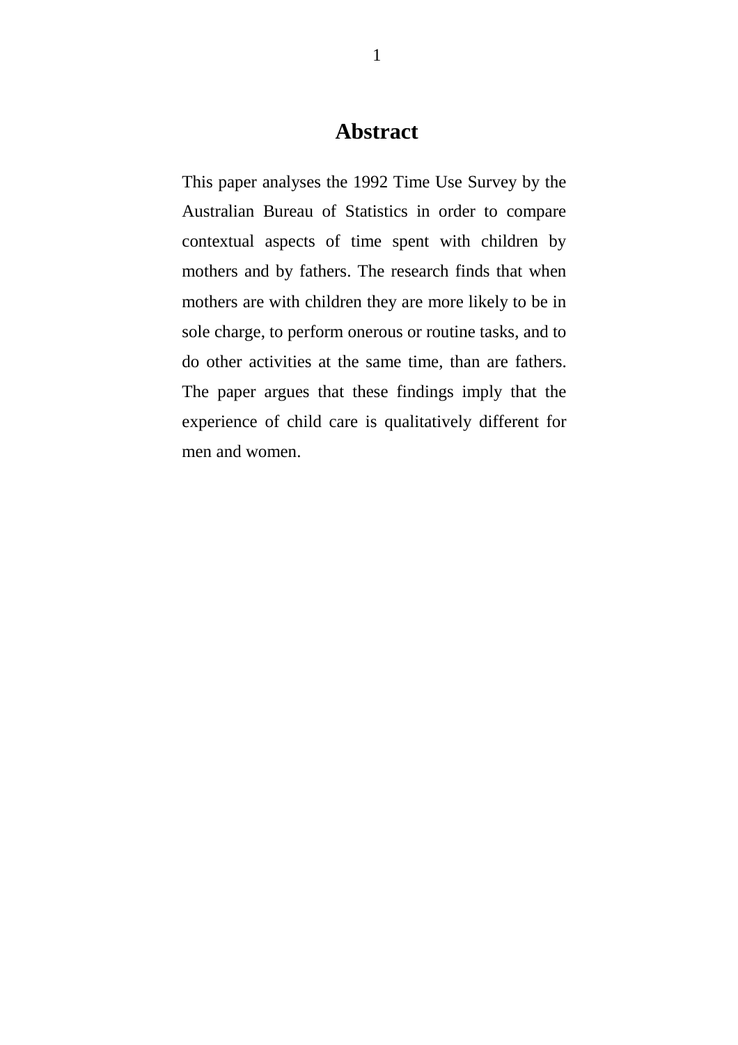# Abstract

This paper analyses the 1992 Time Use Survey by the Australian Bureau of Statistics in order to compare contextual aspects of time spent with children by mothers and by fathers. The research finds that when mothers are with children they are more likely to be in sole charge, to perform onerous or routine tasks, and to do other activities at the same time, than are fathers. The paper argues that these findings imply that the experience of child care is qualitatively different for men and women.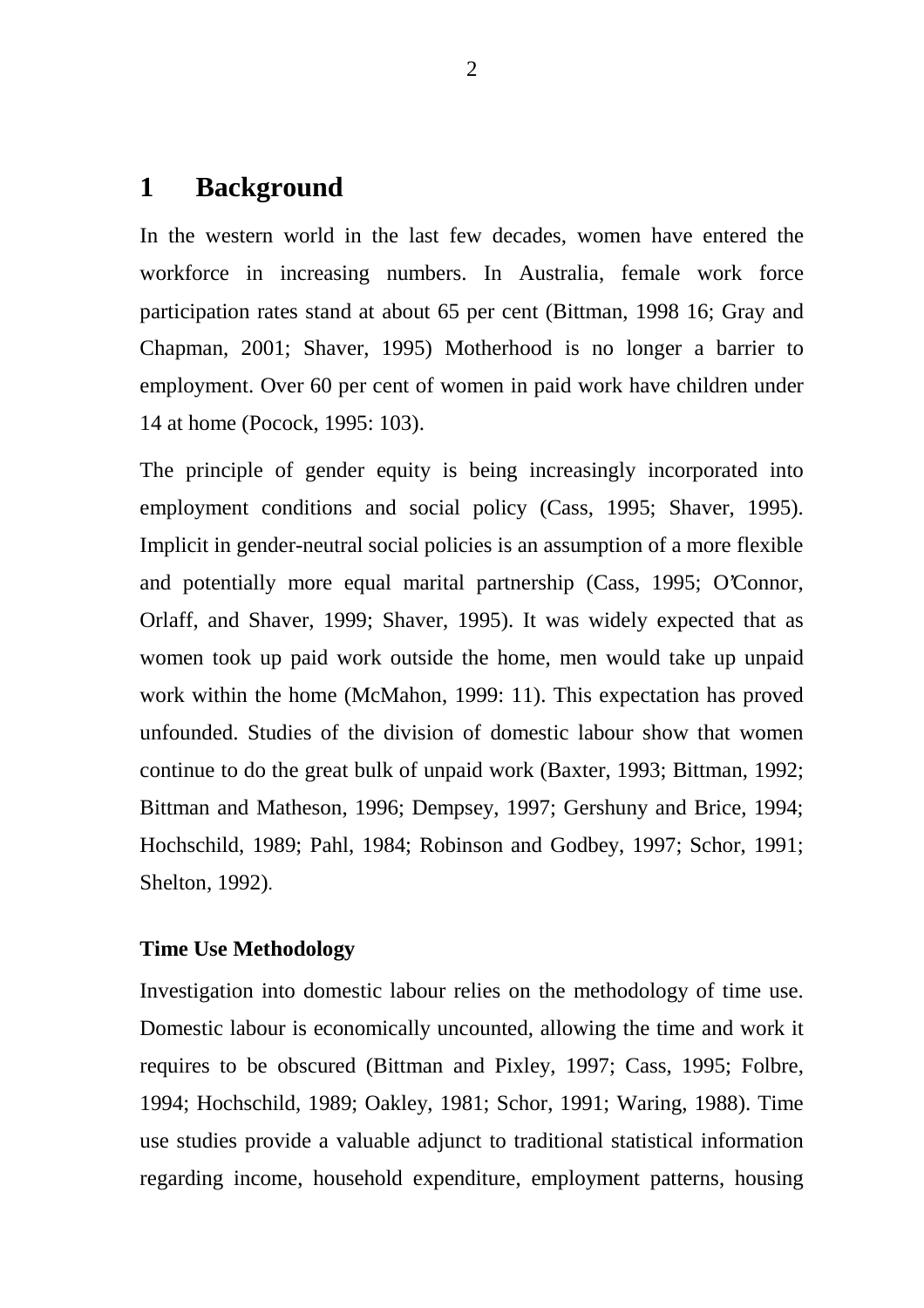# 1 Background

In the western world in the last few decades, women have entered the workforce in increasing numbers. In Australia, female work force participation rates stand at about 65 per cent (Bittman, 1998 16; Gray and Chapman, 2001; Shaver, 1995) Motherhood is no longer a barrier to employment. Over 60 per cent of women in paid work have children under 14 at home (Pocock, 1995: 103).

The principle of gender equity is being increasingly incorporated into employment conditions and social policy (Cass, 1995; Shaver, 1995). Implicit in gender-neutral social policies is an assumption of a more flexible and potentially more equal marital partnership (Cass, 1995; O'Connor, Orlaff, and Shaver, 1999; Shaver, 1995). It was widely expected that as women took up paid work outside the home, men would take up unpaid work within the home (McMahon, 1999: 11). This expectation has proved unfounded. Studies of the division of domestic labour show that women continue to do the great bulk of unpaid work (Baxter, 1993; Bittman, 1992; Bittman and Matheson, 1996; Dempsey, 1997; Gershuny and Brice, 1994; Hochschild, 1989; Pahl, 1984; Robinson and Godbey, 1997; Schor, 1991; Shelton, 1992).

**Time Use Methodology**

Investigation into domestic labour relies on the methodology of time use. Domestic labour is economically uncounted, allowing the time and work it requires to be obscured (Bittman and Pixley, 1997; Cass, 1995; Folbre, 1994; Hochschild, 1989; Oakley, 1981; Schor, 1991; Waring, 1988). Time use studies provide a valuable adjunct to traditional statistical information regarding income, household expenditure, employment patterns, housing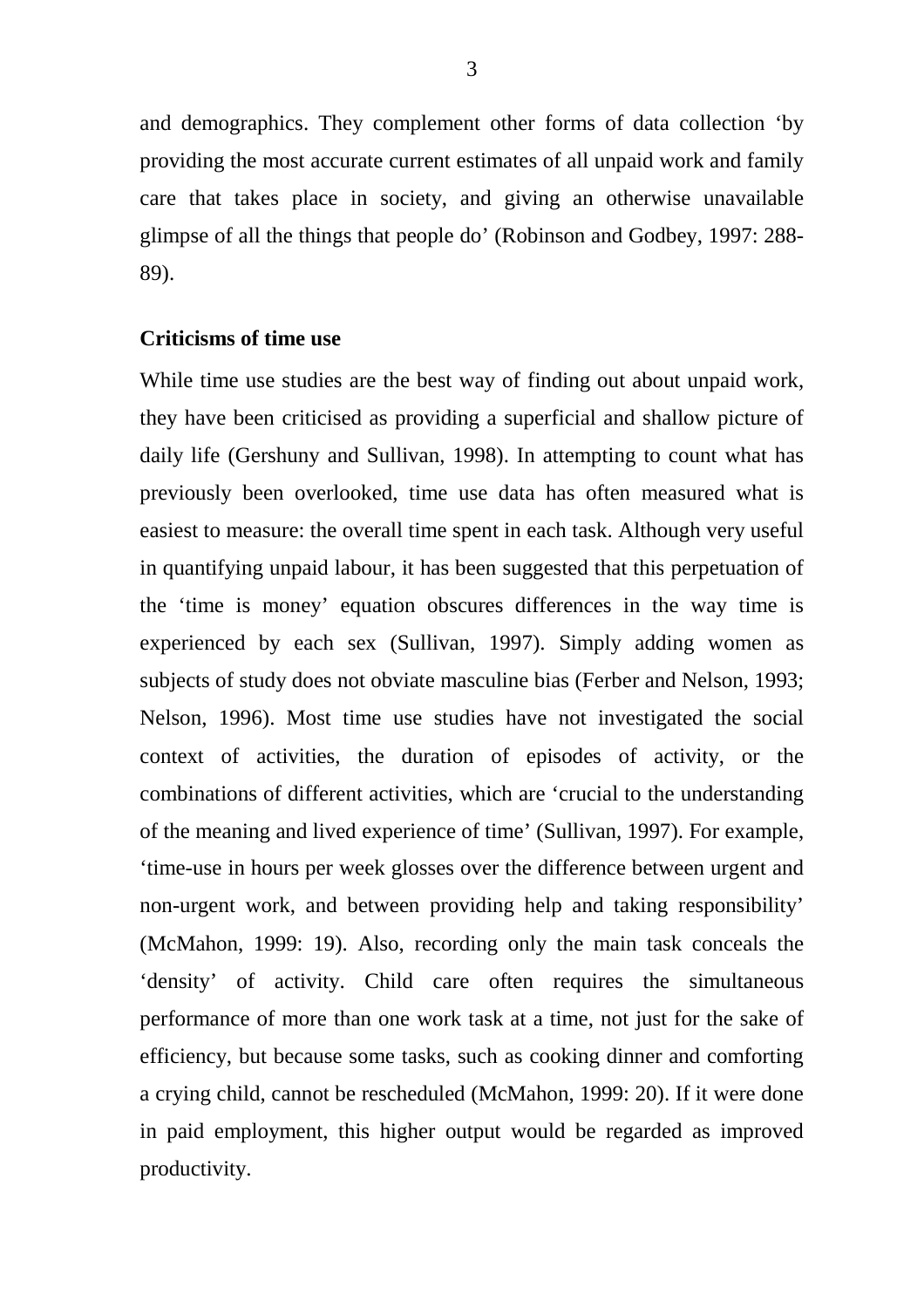and demographics. They complement other forms of data collection 'by providing the most accurate current estimates of all unpaid work and family care that takes place in society, and giving an otherwise unavailable glimpse of all the things that people do' (Robinson and Godbey, 1997: 288-89).

## Criticisms of time use

While time use studies are the best way of finding out about unpaid work, they have been criticised as providing a superficial and shallow picture of daily life (Gershuny and Sullivan, 1998). In attempting to count what has previously been overlooked, time use data has often measured what is easiest to measure: the overall time spent in each task. Although very useful in quantifying unpaid labour, it has been suggested that this perpetuation of the 'time is money' equation obscures differences in the way time is experienced by each sex (Sullivan, 1997). Simply adding women as subjects of study does not obviate masculine bias (Ferber and Nelson, 1993; Nelson, 1996). Most time use studies have not investigated the social context of activities, the duration of episodes of activity, or the combinations of different activities, which are 'crucial to the understanding of the meaning and lived experience of time' (Sullivan, 1997). For example, 'time-use in hours per week glosses over the difference between urgent and non-urgent work, and between providing help and taking responsibility' (McMahon, 1999: 19). Also, recording only the main task conceals the 'density' of activity. Child care often requires the simultaneous performance of more than one work task at a time, not just for the sake of efficiency, but because some tasks, such as cooking dinner and comforting a crying child, cannot be rescheduled (McMahon, 1999: 20). If it were done in paid employment, this higher output would be regarded as improved productivity.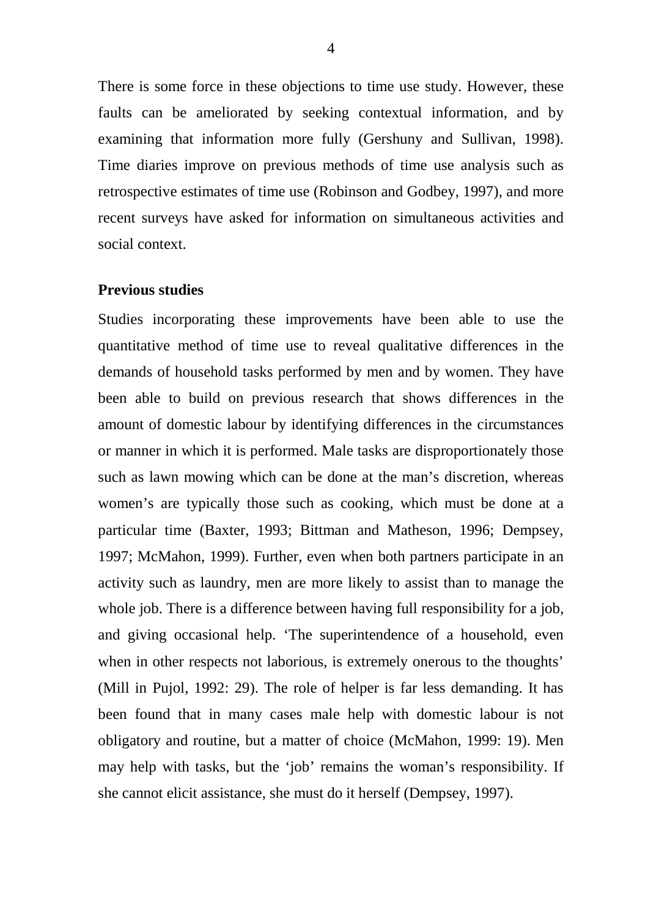There is some force in these objections to time use study. However, these faults can be ameliorated by seeking contextual information, and by examining that information more fully (Gershuny and Sullivan, 1998). Time diaries improve on previous methods of time use analysis such as retrospective estimates of time use (Robinson and Godbey, 1997), and more recent surveys have asked for information on simultaneous activities and social context.

**Previous studies**

Studies incorporating these improvements have been able to use the quantitative method of time use to reveal qualitative differences in the demands of household tasks performed by men and by women. They have been able to build on previous research that shows differences in the amount of domestic labour by identifying differences in the circumstances or manner in which it is performed. Male tasks are disproportionately those such as lawn mowing which can be done at the man's discretion, whereas women's are typically those such as cooking, which must be done at a particular time (Baxter, 1993; Bittman and Matheson, 1996; Dempsey, 1997; McMahon, 1999). Further, even when both partners participate in an activity such as laundry, men are more likely to assist than to manage the whole job. There is a difference between having full responsibility for a job, and giving occasional help. 'The superintendence of a household, even when in other respects not laborious, is extremely onerous to the thoughts' (Mill in Pujol, 1992: 29). The role of helper is far less demanding. It has been found that in many cases male help with domestic labour is not obligatory and routine, but a matter of choice (McMahon, 1999: 19). Men may help with tasks, but the 'job' remains the woman's responsibility. If she cannot elicit assistance, she must do it herself (Dempsey, 1997).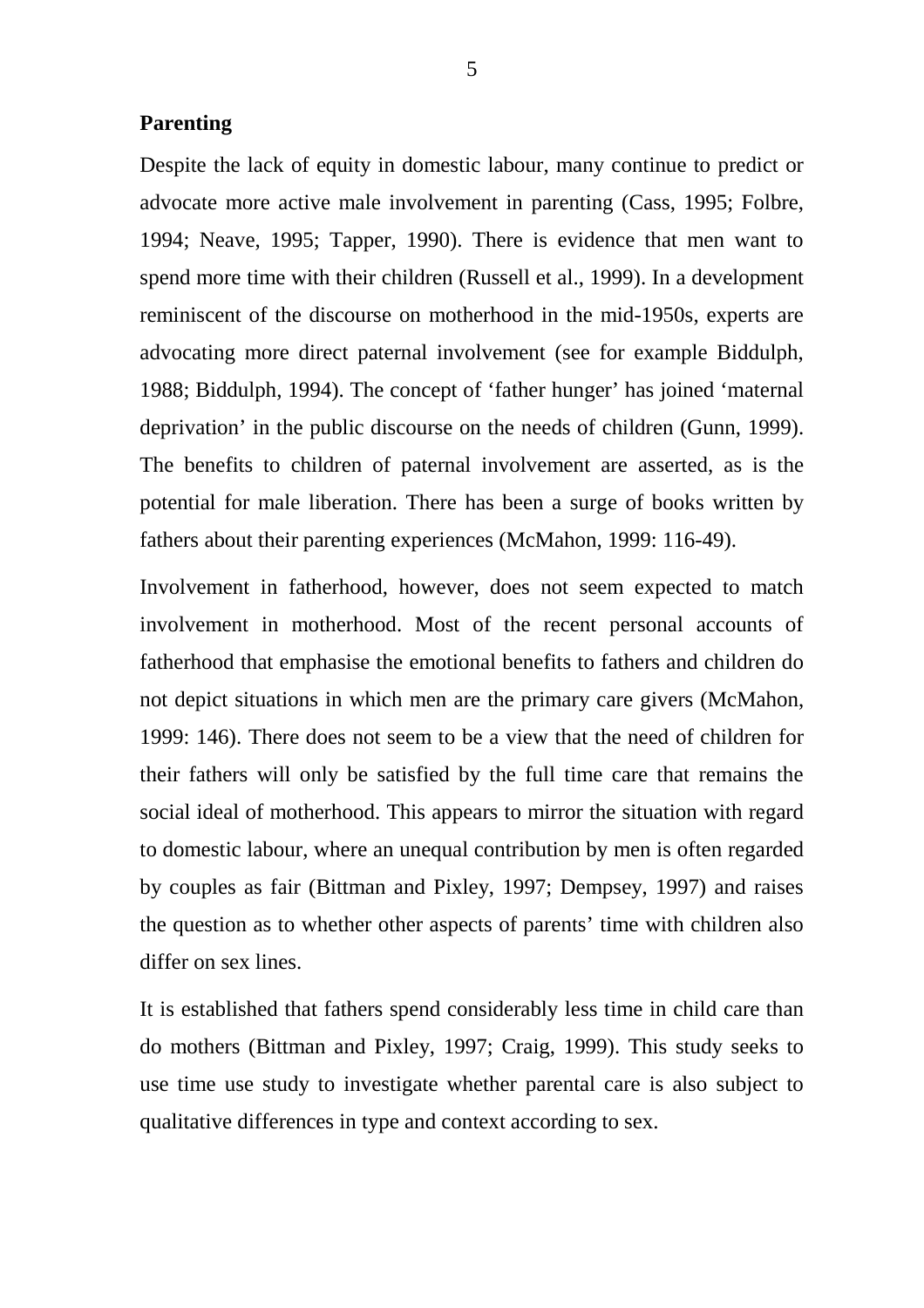## Parenting

Despite the lack of equity in domestic labour, many continue to predict or advocate more active male involvement in parenting (Cass, 1995; Folbre, 1994; Neave, 1995; Tapper, 1990). There is evidence that men want to spend more time with their children (Russell et al., 1999). In a development reminiscent of the discourse on motherhood in the mid-1950s, experts are advocating more direct paternal involvement (see for example Biddulph, 1988; Biddulph, 1994). The concept of 'father hunger' has joined 'maternal deprivation' in the public discourse on the needs of children (Gunn, 1999). The benefits to children of paternal involvement are asserted, as is the potential for male liberation. There has been a surge of books written by fathers about their parenting experiences (McMahon, 1999: 116-49).

Involvement in fatherhood, however, does not seem expected to match involvement in motherhood. Most of the recent personal accounts of fatherhood that emphasise the emotional benefits to fathers and children do not depict situations in which men are the primary care givers (McMahon, 1999: 146). There does not seem to be a view that the need of children for their fathers will only be satisfied by the full time care that remains the social ideal of motherhood. This appears to mirror the situation with regard to domestic labour, where an unequal contribution by men is often regarded by couples as fair (Bittman and Pixley, 1997; Dempsey, 1997) and raises the question as to whether other aspects of parents' time with children also differ on sex lines.

It is established that fathers spend considerably less time in child care than do mothers (Bittman and Pixley, 1997; Craig, 1999). This study seeks to use time use study to investigate whether parental care is also subject to qualitative differences in type and context according to sex.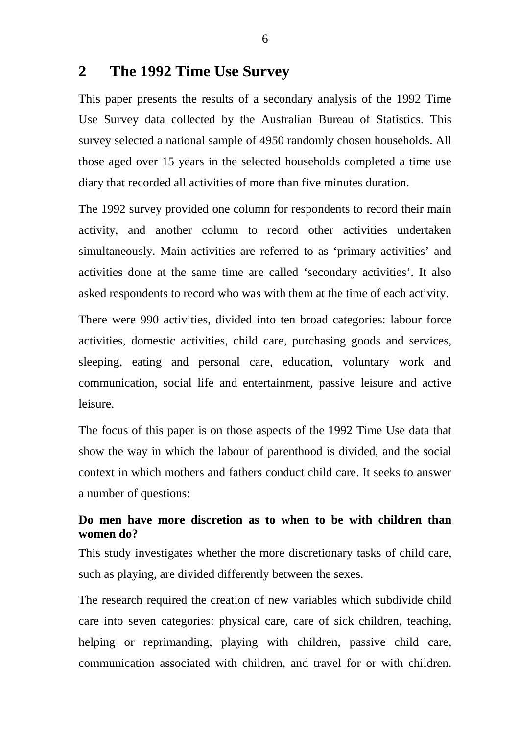## 2 The 1992 Time Use Survey

This paper presents the results of a secondary analysis of the 1992 Time Use Survey data collected by the Australian Bureau of Statistics. This survey selected a national sample of 4950 randomly chosen households. All those aged over 15 years in the selected households completed a time use diary that recorded all activities of more than five minutes duration.

The 1992 survey provided one column for respondents to record their main activity, and another column to record other activities undertaken simultaneously. Main activities are referred to as 'primary activities' and activities done at the same time are called 'secondary activities'. It also asked respondents to record who was with them at the time of each activity.

There were 990 activities, divided into ten broad categories: labour force activities, domestic activities, child care, purchasing goods and services, sleeping, eating and personal care, education, voluntary work and communication, social life and entertainment, passive leisure and active leisure.

The focus of this paper is on those aspects of the 1992 Time Use data that show the way in which the labour of parenthood is divided, and the social context in which mothers and fathers conduct child care. It seeks to answer a number of questions:

**Do men have more discretion as to when to be with children than women do?**

This study investigates whether the more discretionary tasks of child care, such as playing, are divided differently between the sexes.

The research required the creation of new variables which subdivide child care into seven categories: physical care, care of sick children, teaching, helping or reprimanding, playing with children, passive child care, communication associated with children, and travel for or with children.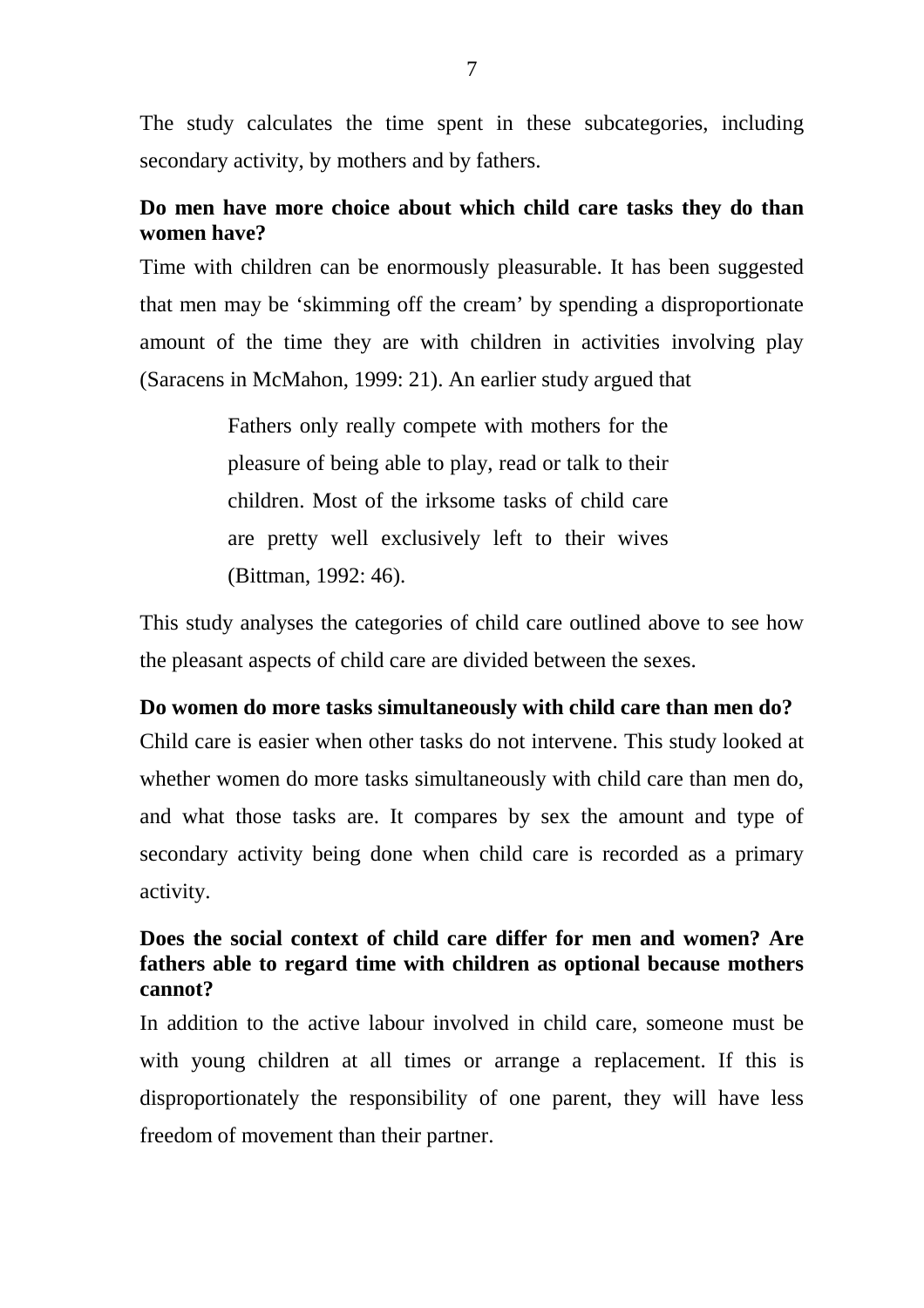The study calculates the time spent in these subcategories, including secondary activity, by mothers and by fathers.

**Do men have more choice about which child care tasks they do than women have?**

Time with children can be enormously pleasurable. It has been suggested that men may be 'skimming off the cream' by spending a disproportionate amount of the time they are with children in activities involving play (Saracens in McMahon, 1999: 21). An earlier study argued that

> Fathers only really compete with mothers for the pleasure of being able to play, read or talk to their children. Most of the irksome tasks of child care are pretty well exclusively left to their wives (Bittman, 1992: 46).

This study analyses the categories of child care outlined above to see how the pleasant aspects of child care are divided between the sexes.

**Do women do more tasks simultaneously with child care than men do?**

Child care is easier when other tasks do not intervene. This study looked at whether women do more tasks simultaneously with child care than men do, and what those tasks are. It compares by sex the amount and type of secondary activity being done when child care is recorded as a primary activity.

**Does the social context of child care differ for men and women? Are fathers able to regard time with children as optional because mothers cannot?**

In addition to the active labour involved in child care, someone must be with young children at all times or arrange a replacement. If this is disproportionately the responsibility of one parent, they will have less freedom of movement than their partner.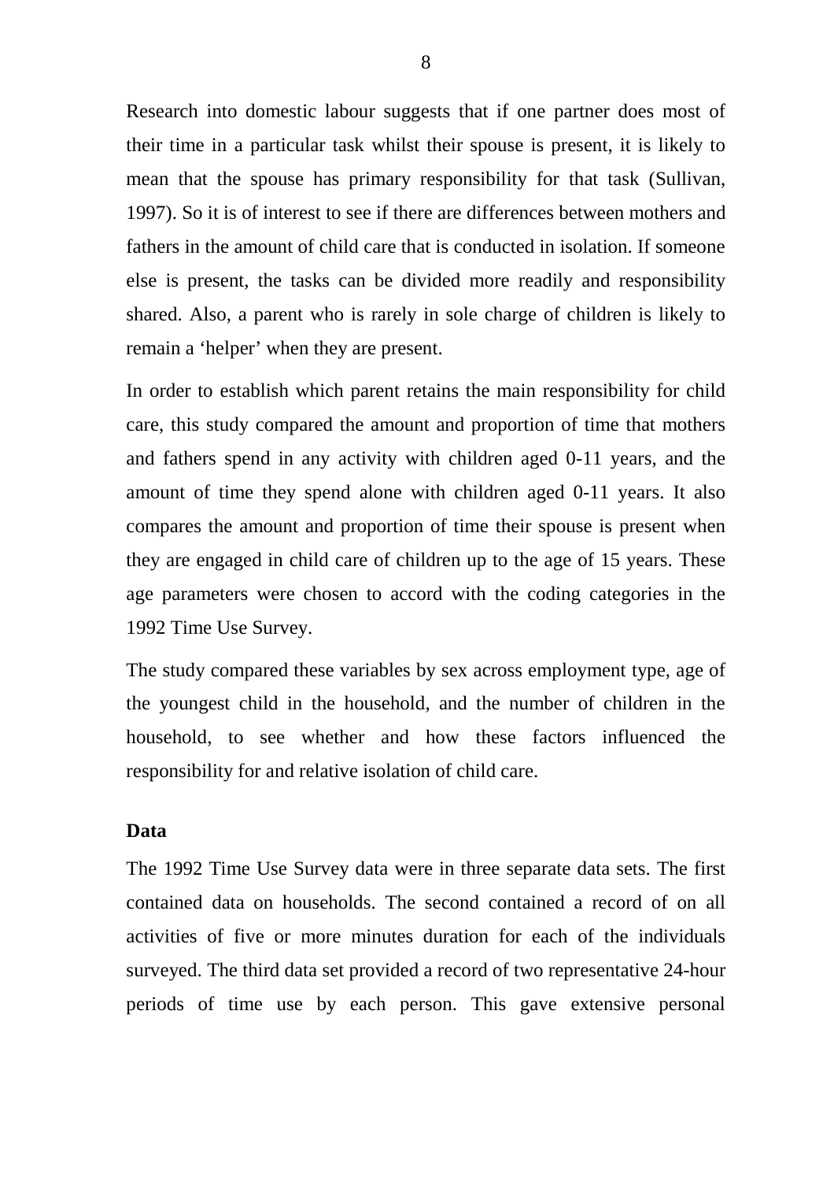Research into domestic labour suggests that if one partner does most of their time in a particular task whilst their spouse is present, it is likely to mean that the spouse has primary responsibility for that task (Sullivan, 1997). So it is of interest to see if there are differences between mothers and fathers in the amount of child care that is conducted in isolation. If someone else is present, the tasks can be divided more readily and responsibility shared. Also, a parent who is rarely in sole charge of children is likely to remain a 'helper' when they are present.

In order to establish which parent retains the main responsibility for child care, this study compared the amount and proportion of time that mothers and fathers spend in any activity with children aged 0-11 years, and the amount of time they spend alone with children aged 0-11 years. It also compares the amount and proportion of time their spouse is present when they are engaged in child care of children up to the age of 15 years. These age parameters were chosen to accord with the coding categories in the 1992 Time Use Survey.

The study compared these variables by sex across employment type, age of the youngest child in the household, and the number of children in the household, to see whether and how these factors influenced the responsibility for and relative isolation of child care.

**Data**

The 1992 Time Use Survey data were in three separate data sets. The first contained data on households. The second contained a record of on all activities of five or more minutes duration for each of the individuals surveyed. The third data set provided a record of two representative 24-hour periods of time use by each person. This gave extensive personal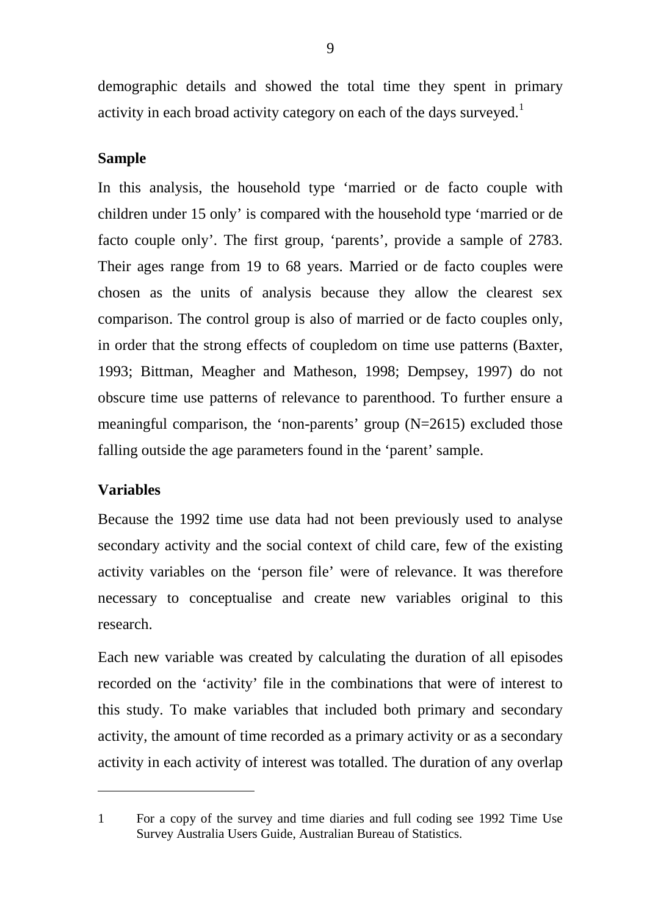demographic details and showed the total time they spent in primary activity in each broad activity category on each of the days surveyed.[1]

**Sample**

In this analysis, the household type 'married or de facto couple with children under 15 only' is compared with the household type 'married or de facto couple only'. The first group, 'parents', provide a sample of 2783. Their ages range from 19 to 68 years. Married or de facto couples were chosen as the units of analysis because they allow the clearest sex comparison. The control group is also of married or de facto couples only, in order that the strong effects of coupledom on time use patterns (Baxter, 1993; Bittman, Meagher and Matheson, 1998; Dempsey, 1997) do not obscure time use patterns of relevance to parenthood. To further ensure a meaningful comparison, the 'non-parents' group (N=2615) excluded those falling outside the age parameters found in the 'parent' sample.

**Variables**

Because the 1992 time use data had not been previously used to analyse secondary activity and the social context of child care, few of the existing activity variables on the 'person file' were of relevance. It was therefore necessary to conceptualise and create new variables original to this research.

Each new variable was created by calculating the duration of all episodes recorded on the 'activity' file in the combinations that were of interest to this study. To make variables that included both primary and secondary activity, the amount of time recorded as a primary activity or as a secondary activity in each activity of interest was totalled. The duration of any overlap

---

1 For a copy of the survey and time diaries and full coding see 1992 Time Use Survey Australia Users Guide, Australian Bureau of Statistics.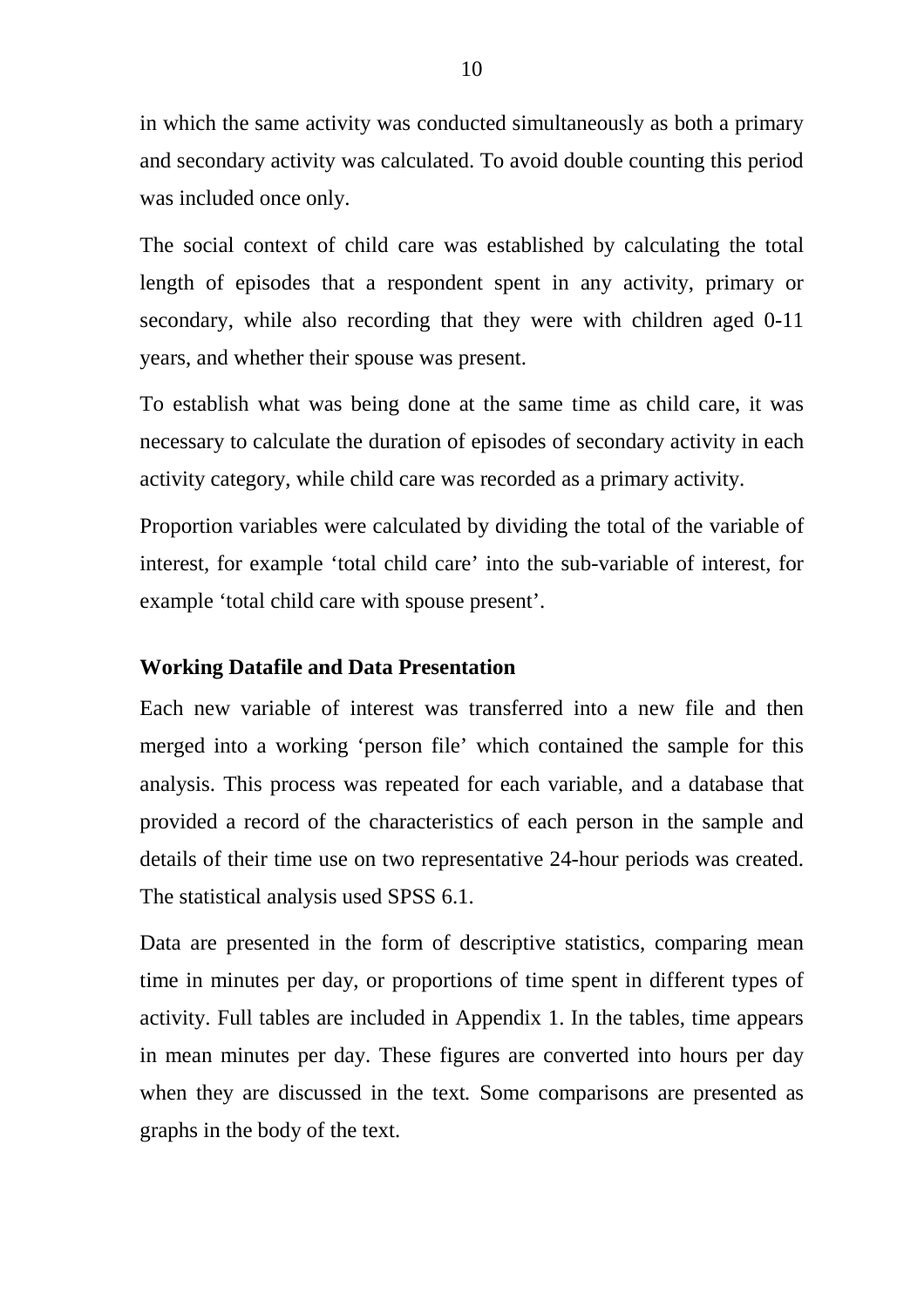in which the same activity was conducted simultaneously as both a primary and secondary activity was calculated. To avoid double counting this period was included once only.

The social context of child care was established by calculating the total length of episodes that a respondent spent in any activity, primary or secondary, while also recording that they were with children aged 0-11 years, and whether their spouse was present.

To establish what was being done at the same time as child care, it was necessary to calculate the duration of episodes of secondary activity in each activity category, while child care was recorded as a primary activity.

Proportion variables were calculated by dividing the total of the variable of interest, for example 'total child care' into the sub-variable of interest, for example 'total child care with spouse present'.

**Working Datafile and Data Presentation**

Each new variable of interest was transferred into a new file and then merged into a working 'person file' which contained the sample for this analysis. This process was repeated for each variable, and a database that provided a record of the characteristics of each person in the sample and details of their time use on two representative 24-hour periods was created. The statistical analysis used SPSS 6.1.

Data are presented in the form of descriptive statistics, comparing mean time in minutes per day, or proportions of time spent in different types of activity. Full tables are included in Appendix 1. In the tables, time appears in mean minutes per day. These figures are converted into hours per day when they are discussed in the text. Some comparisons are presented as graphs in the body of the text.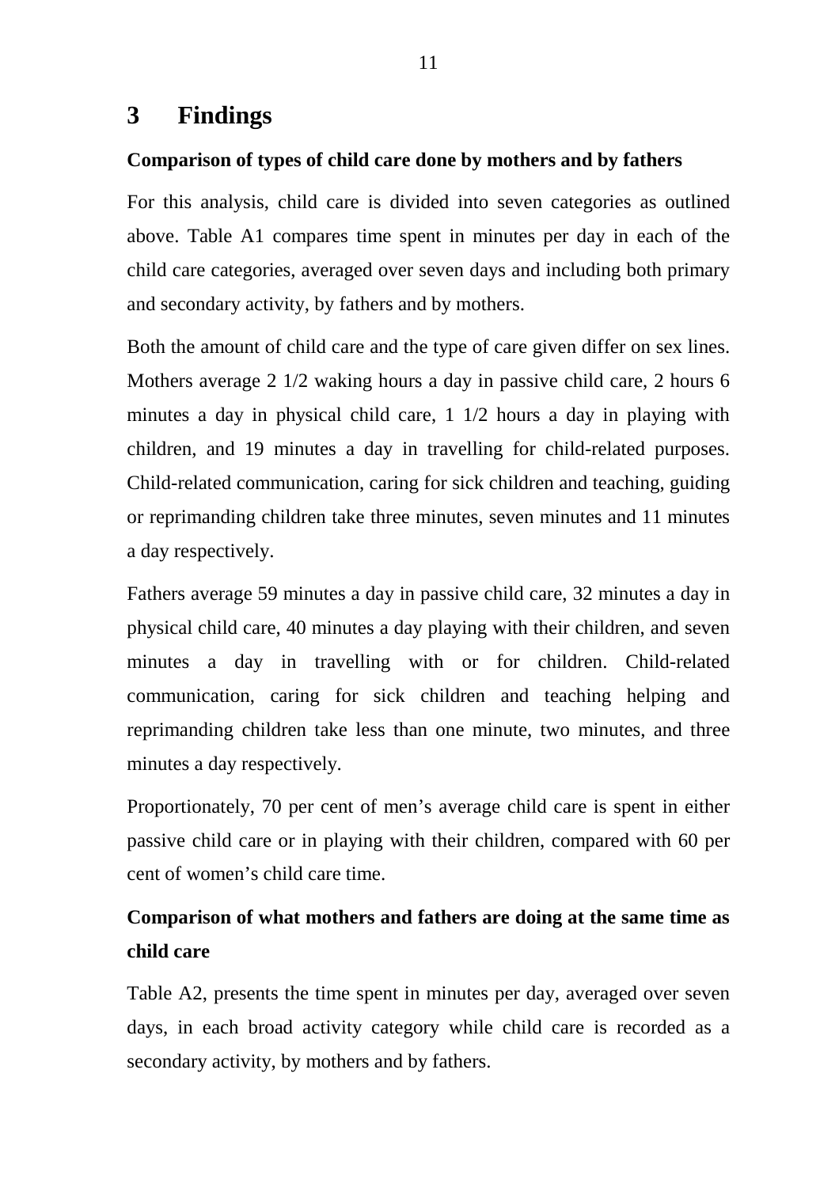# 3 Findings

**Comparison of types of child care done by mothers and by fathers**

For this analysis, child care is divided into seven categories as outlined above. Table A1 compares time spent in minutes per day in each of the child care categories, averaged over seven days and including both primary and secondary activity, by fathers and by mothers.

Both the amount of child care and the type of care given differ on sex lines. Mothers average 2 1/2 waking hours a day in passive child care, 2 hours 6 minutes a day in physical child care, 1 1/2 hours a day in playing with children, and 19 minutes a day in travelling for child-related purposes. Child-related communication, caring for sick children and teaching, guiding or reprimanding children take three minutes, seven minutes and 11 minutes a day respectively.

Fathers average 59 minutes a day in passive child care, 32 minutes a day in physical child care, 40 minutes a day playing with their children, and seven minutes a day in travelling with or for children. Child-related communication, caring for sick children and teaching helping and reprimanding children take less than one minute, two minutes, and three minutes a day respectively.

Proportionately, 70 per cent of men's average child care is spent in either passive child care or in playing with their children, compared with 60 per cent of women's child care time.

**Comparison of what mothers and fathers are doing at the same time as child care**

Table A2, presents the time spent in minutes per day, averaged over seven days, in each broad activity category while child care is recorded as a secondary activity, by mothers and by fathers.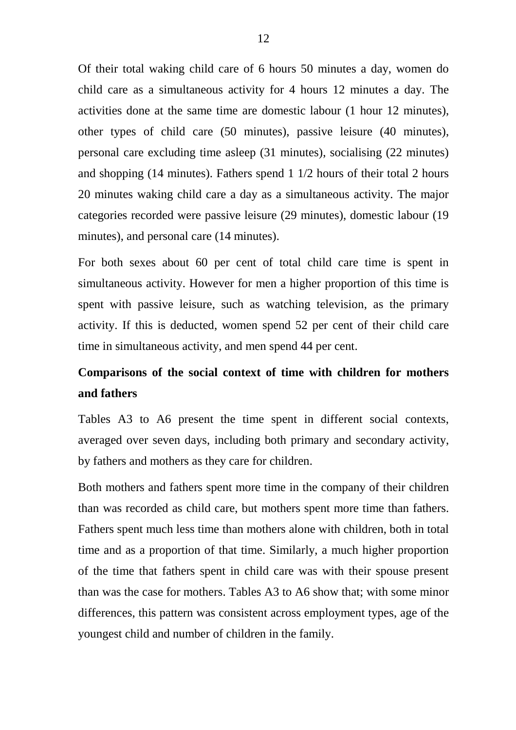Of their total waking child care of 6 hours 50 minutes a day, women do child care as a simultaneous activity for 4 hours 12 minutes a day. The activities done at the same time are domestic labour (1 hour 12 minutes), other types of child care (50 minutes), passive leisure (40 minutes), personal care excluding time asleep (31 minutes), socialising (22 minutes) and shopping (14 minutes). Fathers spend 1 1/2 hours of their total 2 hours 20 minutes waking child care a day as a simultaneous activity. The major categories recorded were passive leisure (29 minutes), domestic labour (19 minutes), and personal care (14 minutes).

For both sexes about 60 per cent of total child care time is spent in simultaneous activity. However for men a higher proportion of this time is spent with passive leisure, such as watching television, as the primary activity. If this is deducted, women spend 52 per cent of their child care time in simultaneous activity, and men spend 44 per cent.

## Comparisons of the social context of time with children for mothers and fathers

Tables A3 to A6 present the time spent in different social contexts, averaged over seven days, including both primary and secondary activity, by fathers and mothers as they care for children.

Both mothers and fathers spent more time in the company of their children than was recorded as child care, but mothers spent more time than fathers. Fathers spent much less time than mothers alone with children, both in total time and as a proportion of that time. Similarly, a much higher proportion of the time that fathers spent in child care was with their spouse present than was the case for mothers. Tables A3 to A6 show that; with some minor differences, this pattern was consistent across employment types, age of the youngest child and number of children in the family.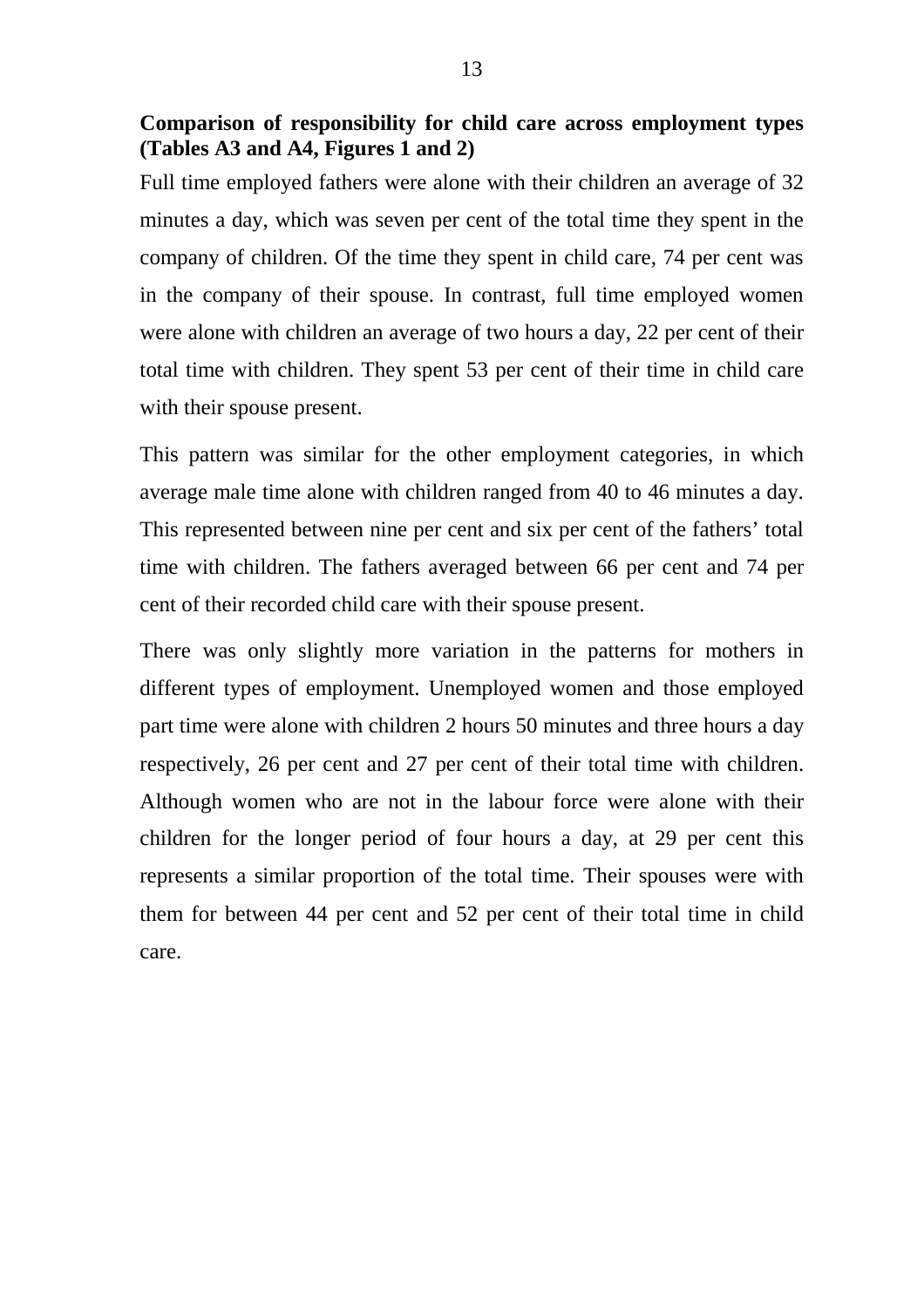**Comparison of responsibility for child care across employment types (Tables A3 and A4, Figures 1 and 2)**

Full time employed fathers were alone with their children an average of 32 minutes a day, which was seven per cent of the total time they spent in the company of children. Of the time they spent in child care, 74 per cent was in the company of their spouse. In contrast, full time employed women were alone with children an average of two hours a day, 22 per cent of their total time with children. They spent 53 per cent of their time in child care with their spouse present.

This pattern was similar for the other employment categories, in which average male time alone with children ranged from 40 to 46 minutes a day. This represented between nine per cent and six per cent of the fathers' total time with children. The fathers averaged between 66 per cent and 74 per cent of their recorded child care with their spouse present.

There was only slightly more variation in the patterns for mothers in different types of employment. Unemployed women and those employed part time were alone with children 2 hours 50 minutes and three hours a day respectively, 26 per cent and 27 per cent of their total time with children. Although women who are not in the labour force were alone with their children for the longer period of four hours a day, at 29 per cent this represents a similar proportion of the total time. Their spouses were with them for between 44 per cent and 52 per cent of their total time in child care.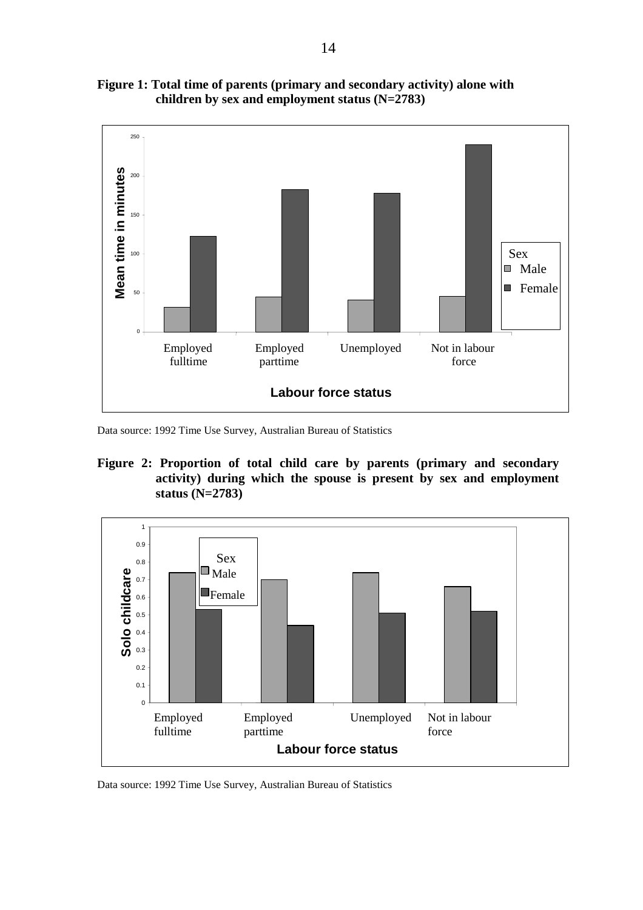**Figure 1: Total time of parents (primary and secondary activity) alone with children by sex and employment status (N=2783)**

Data source: 1992 Time Use Survey, Australian Bureau of Statistics

**Figure 2: Proportion of total child care by parents (primary and secondary activity) during which the spouse is present by sex and employment status (N=2783)**

Data source: 1992 Time Use Survey, Australian Bureau of Statistics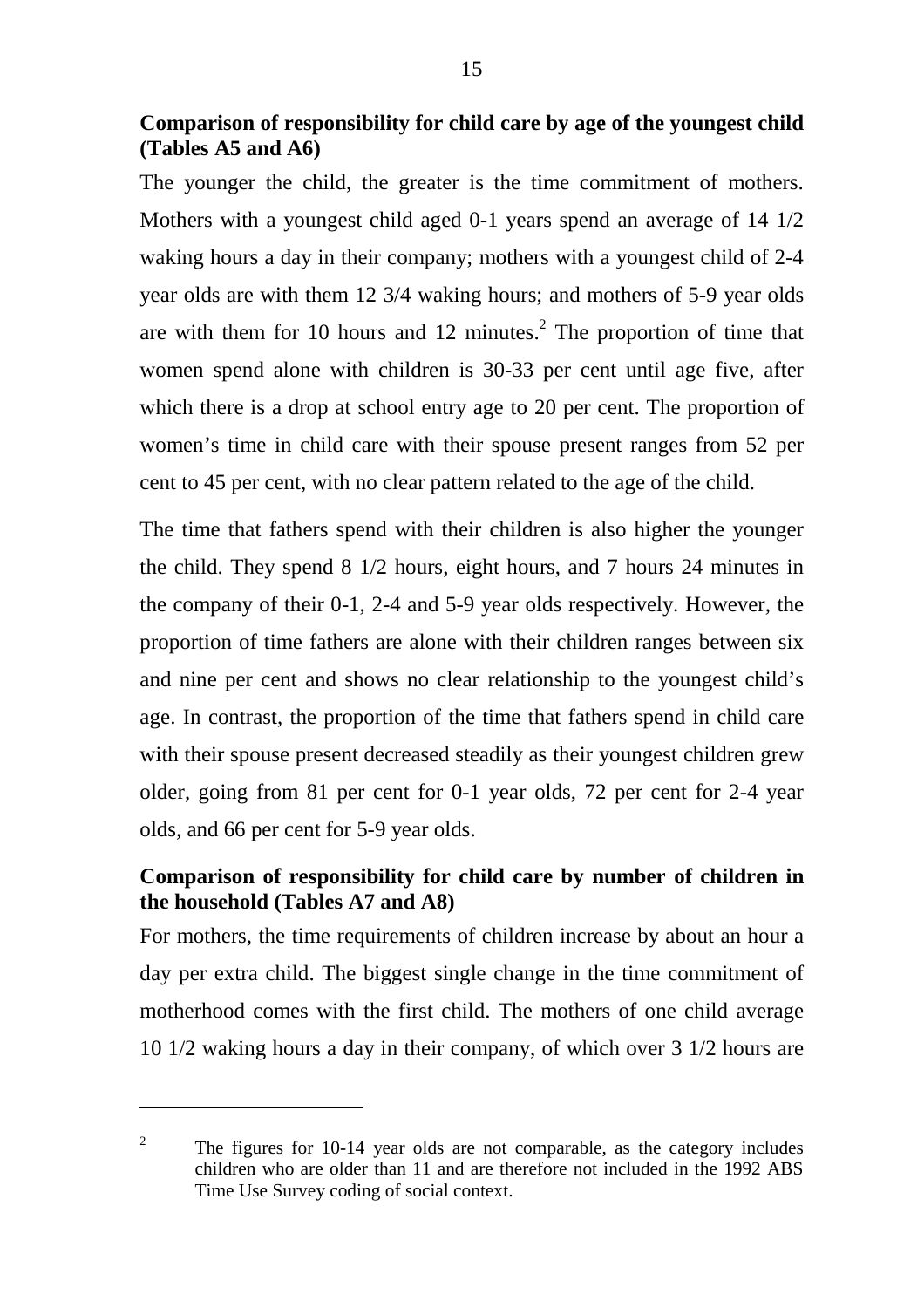**Comparison of responsibility for child care by age of the youngest child (Tables A5 and A6)**

The younger the child, the greater is the time commitment of mothers. Mothers with a youngest child aged 0-1 years spend an average of 14 1/2 waking hours a day in their company; mothers with a youngest child of 2-4 year olds are with them 12 3/4 waking hours; and mothers of 5-9 year olds are with them for 10 hours and 12 minutes.[2] The proportion of time that women spend alone with children is 30-33 per cent until age five, after which there is a drop at school entry age to 20 per cent. The proportion of women's time in child care with their spouse present ranges from 52 per cent to 45 per cent, with no clear pattern related to the age of the child.

The time that fathers spend with their children is also higher the younger the child. They spend 8 1/2 hours, eight hours, and 7 hours 24 minutes in the company of their 0-1, 2-4 and 5-9 year olds respectively. However, the proportion of time fathers are alone with their children ranges between six and nine per cent and shows no clear relationship to the youngest child's age. In contrast, the proportion of the time that fathers spend in child care with their spouse present decreased steadily as their youngest children grew older, going from 81 per cent for 0-1 year olds, 72 per cent for 2-4 year olds, and 66 per cent for 5-9 year olds.

**Comparison of responsibility for child care by number of children in the household (Tables A7 and A8)**

For mothers, the time requirements of children increase by about an hour a day per extra child. The biggest single change in the time commitment of motherhood comes with the first child. The mothers of one child average 10 1/2 waking hours a day in their company, of which over 3 1/2 hours are

---

[2] The figures for 10-14 year olds are not comparable, as the category includes children who are older than 11 and are therefore not included in the 1992 ABS Time Use Survey coding of social context.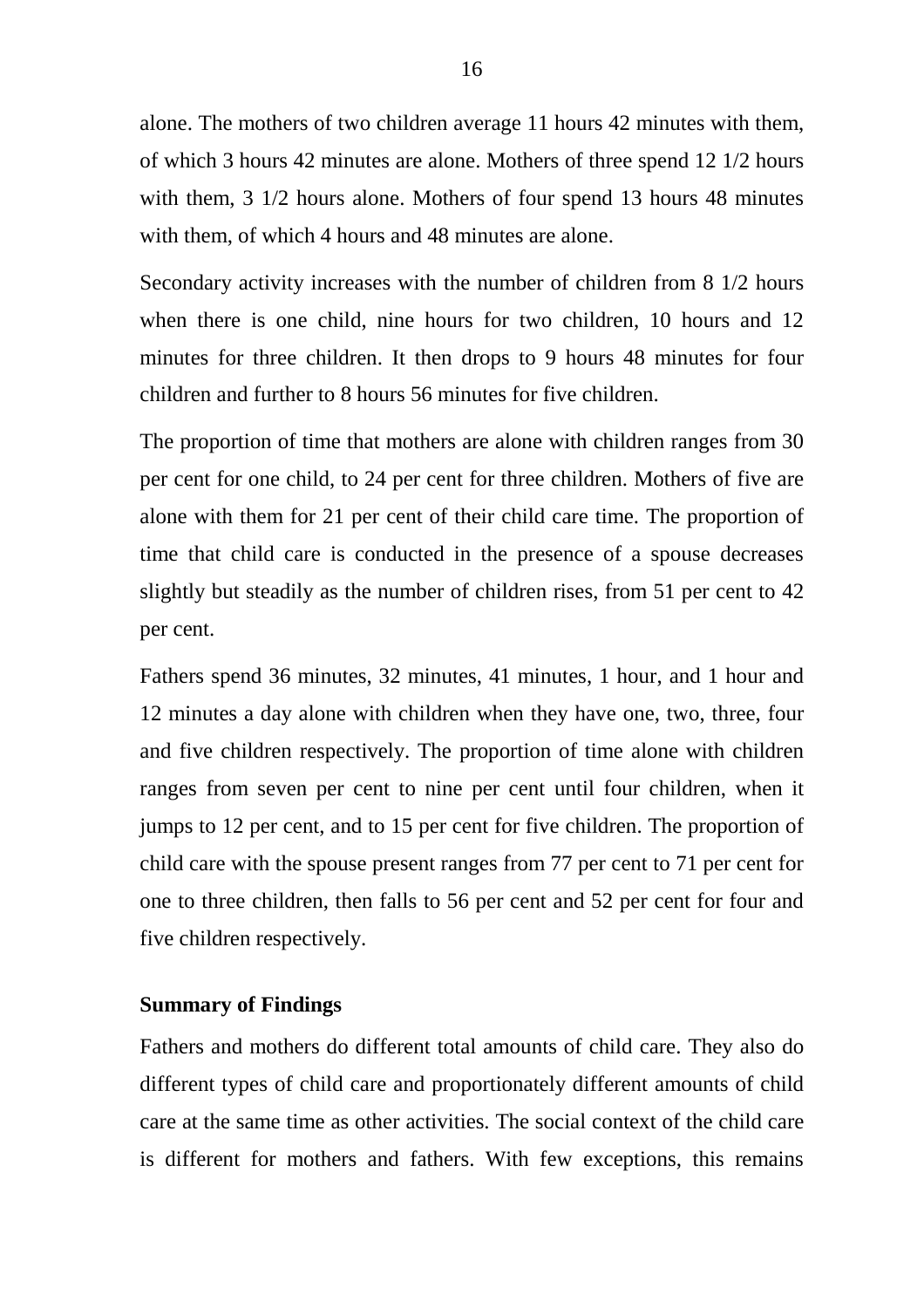alone. The mothers of two children average 11 hours 42 minutes with them, of which 3 hours 42 minutes are alone. Mothers of three spend 12 1/2 hours with them, 3 1/2 hours alone. Mothers of four spend 13 hours 48 minutes with them, of which 4 hours and 48 minutes are alone.

Secondary activity increases with the number of children from 8 1/2 hours when there is one child, nine hours for two children, 10 hours and 12 minutes for three children. It then drops to 9 hours 48 minutes for four children and further to 8 hours 56 minutes for five children.

The proportion of time that mothers are alone with children ranges from 30 per cent for one child, to 24 per cent for three children. Mothers of five are alone with them for 21 per cent of their child care time. The proportion of time that child care is conducted in the presence of a spouse decreases slightly but steadily as the number of children rises, from 51 per cent to 42 per cent.

Fathers spend 36 minutes, 32 minutes, 41 minutes, 1 hour, and 1 hour and 12 minutes a day alone with children when they have one, two, three, four and five children respectively. The proportion of time alone with children ranges from seven per cent to nine per cent until four children, when it jumps to 12 per cent, and to 15 per cent for five children. The proportion of child care with the spouse present ranges from 77 per cent to 71 per cent for one to three children, then falls to 56 per cent and 52 per cent for four and five children respectively.

**Summary of Findings**

Fathers and mothers do different total amounts of child care. They also do different types of child care and proportionately different amounts of child care at the same time as other activities. The social context of the child care is different for mothers and fathers. With few exceptions, this remains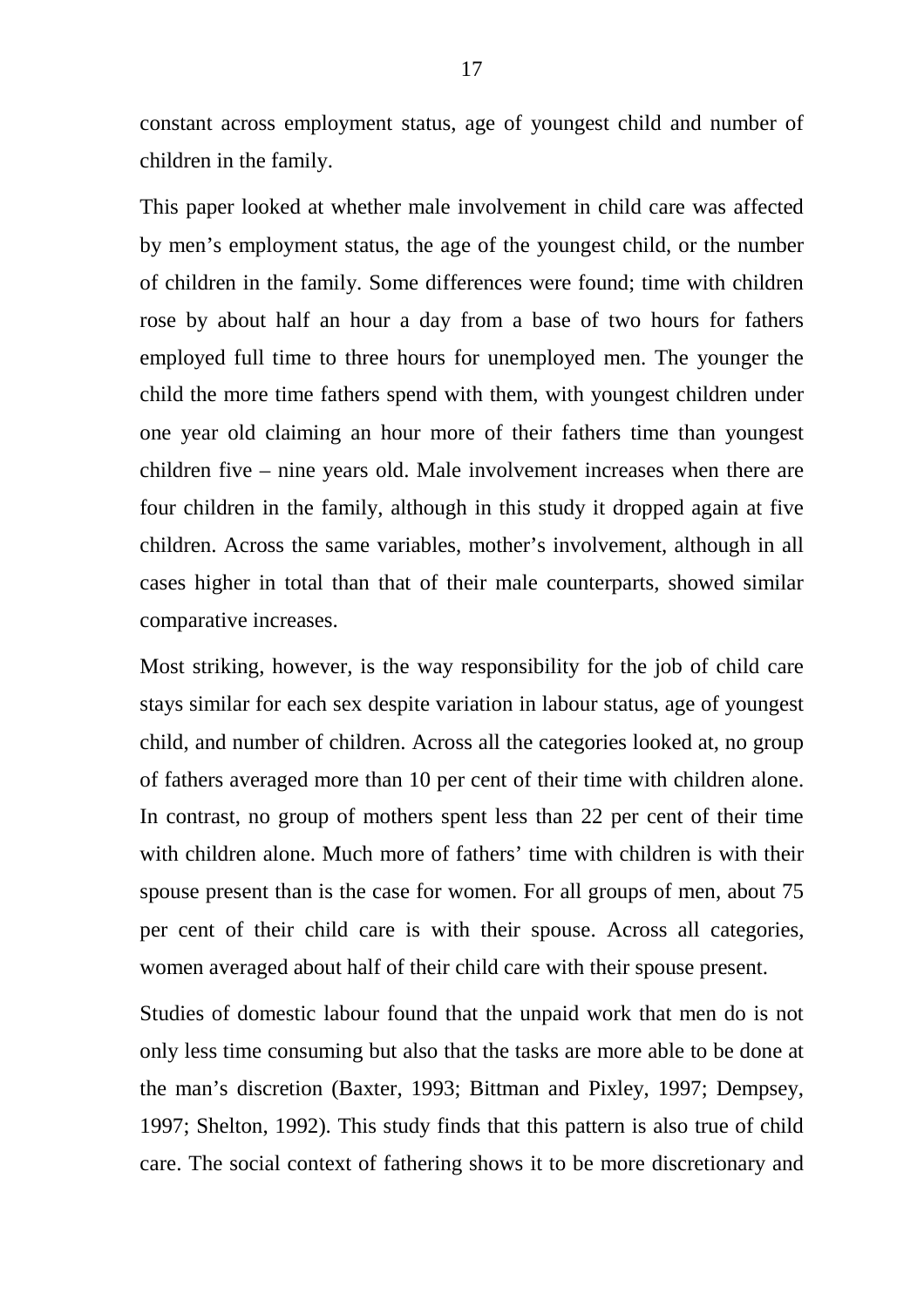constant across employment status, age of youngest child and number of children in the family.

This paper looked at whether male involvement in child care was affected by men's employment status, the age of the youngest child, or the number of children in the family. Some differences were found; time with children rose by about half an hour a day from a base of two hours for fathers employed full time to three hours for unemployed men. The younger the child the more time fathers spend with them, with youngest children under one year old claiming an hour more of their fathers time than youngest children five – nine years old. Male involvement increases when there are four children in the family, although in this study it dropped again at five children. Across the same variables, mother's involvement, although in all cases higher in total than that of their male counterparts, showed similar comparative increases.

Most striking, however, is the way responsibility for the job of child care stays similar for each sex despite variation in labour status, age of youngest child, and number of children. Across all the categories looked at, no group of fathers averaged more than 10 per cent of their time with children alone. In contrast, no group of mothers spent less than 22 per cent of their time with children alone. Much more of fathers' time with children is with their spouse present than is the case for women. For all groups of men, about 75 per cent of their child care is with their spouse. Across all categories, women averaged about half of their child care with their spouse present.

Studies of domestic labour found that the unpaid work that men do is not only less time consuming but also that the tasks are more able to be done at the man's discretion (Baxter, 1993; Bittman and Pixley, 1997; Dempsey, 1997; Shelton, 1992). This study finds that this pattern is also true of child care. The social context of fathering shows it to be more discretionary and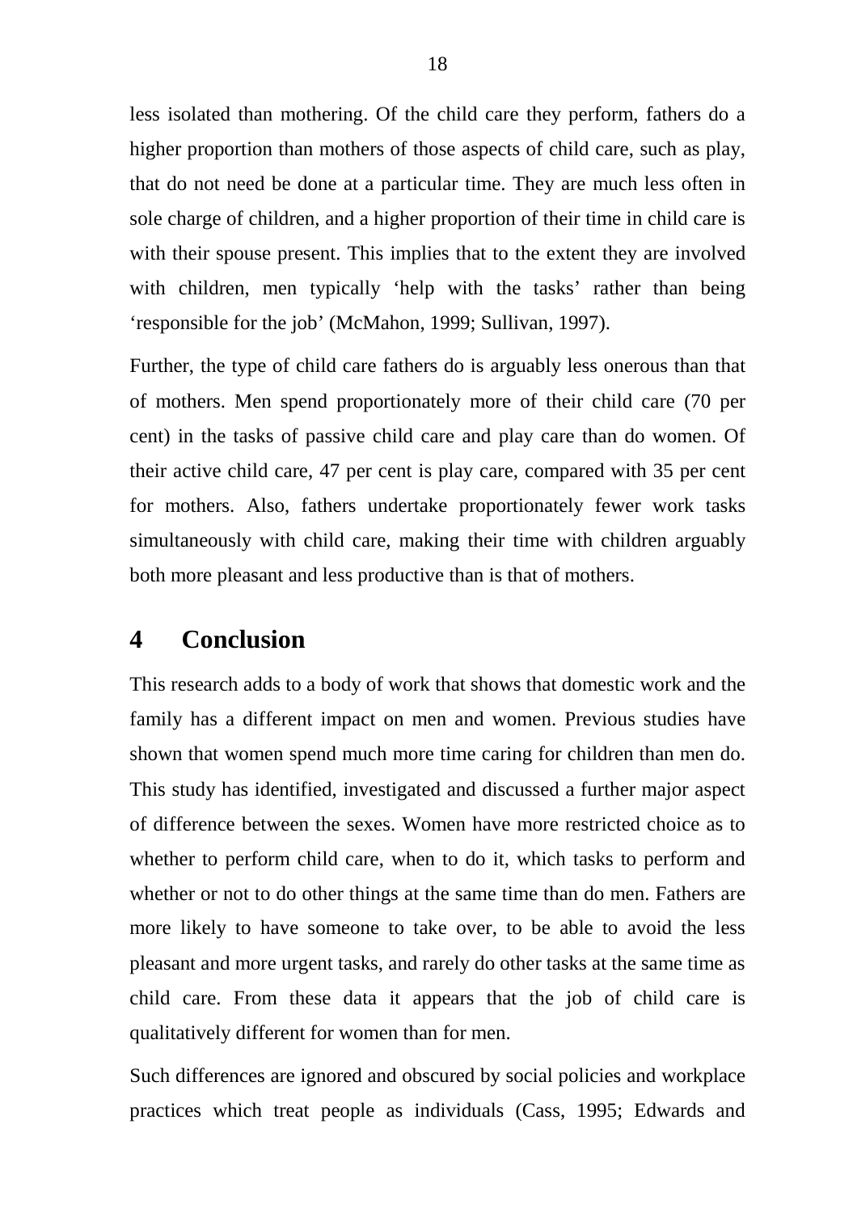less isolated than mothering. Of the child care they perform, fathers do a higher proportion than mothers of those aspects of child care, such as play, that do not need be done at a particular time. They are much less often in sole charge of children, and a higher proportion of their time in child care is with their spouse present. This implies that to the extent they are involved with children, men typically 'help with the tasks' rather than being 'responsible for the job' (McMahon, 1999; Sullivan, 1997).

Further, the type of child care fathers do is arguably less onerous than that of mothers. Men spend proportionately more of their child care (70 per cent) in the tasks of passive child care and play care than do women. Of their active child care, 47 per cent is play care, compared with 35 per cent for mothers. Also, fathers undertake proportionately fewer work tasks simultaneously with child care, making their time with children arguably both more pleasant and less productive than is that of mothers.

## 4 Conclusion

This research adds to a body of work that shows that domestic work and the family has a different impact on men and women. Previous studies have shown that women spend much more time caring for children than men do. This study has identified, investigated and discussed a further major aspect of difference between the sexes. Women have more restricted choice as to whether to perform child care, when to do it, which tasks to perform and whether or not to do other things at the same time than do men. Fathers are more likely to have someone to take over, to be able to avoid the less pleasant and more urgent tasks, and rarely do other tasks at the same time as child care. From these data it appears that the job of child care is qualitatively different for women than for men.

Such differences are ignored and obscured by social policies and workplace practices which treat people as individuals (Cass, 1995; Edwards and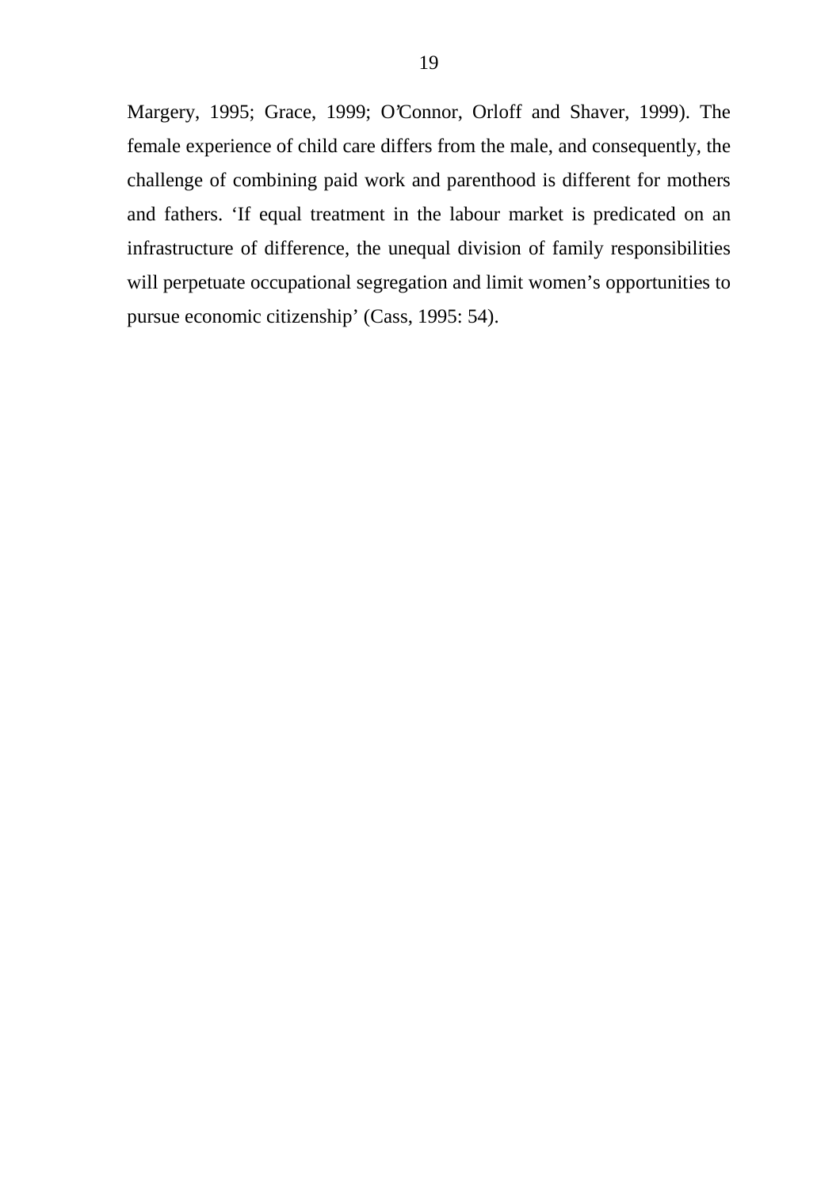Margery, 1995; Grace, 1999; O'Connor, Orloff and Shaver, 1999). The female experience of child care differs from the male, and consequently, the challenge of combining paid work and parenthood is different for mothers and fathers. 'If equal treatment in the labour market is predicated on an infrastructure of difference, the unequal division of family responsibilities will perpetuate occupational segregation and limit women's opportunities to pursue economic citizenship' (Cass, 1995: 54).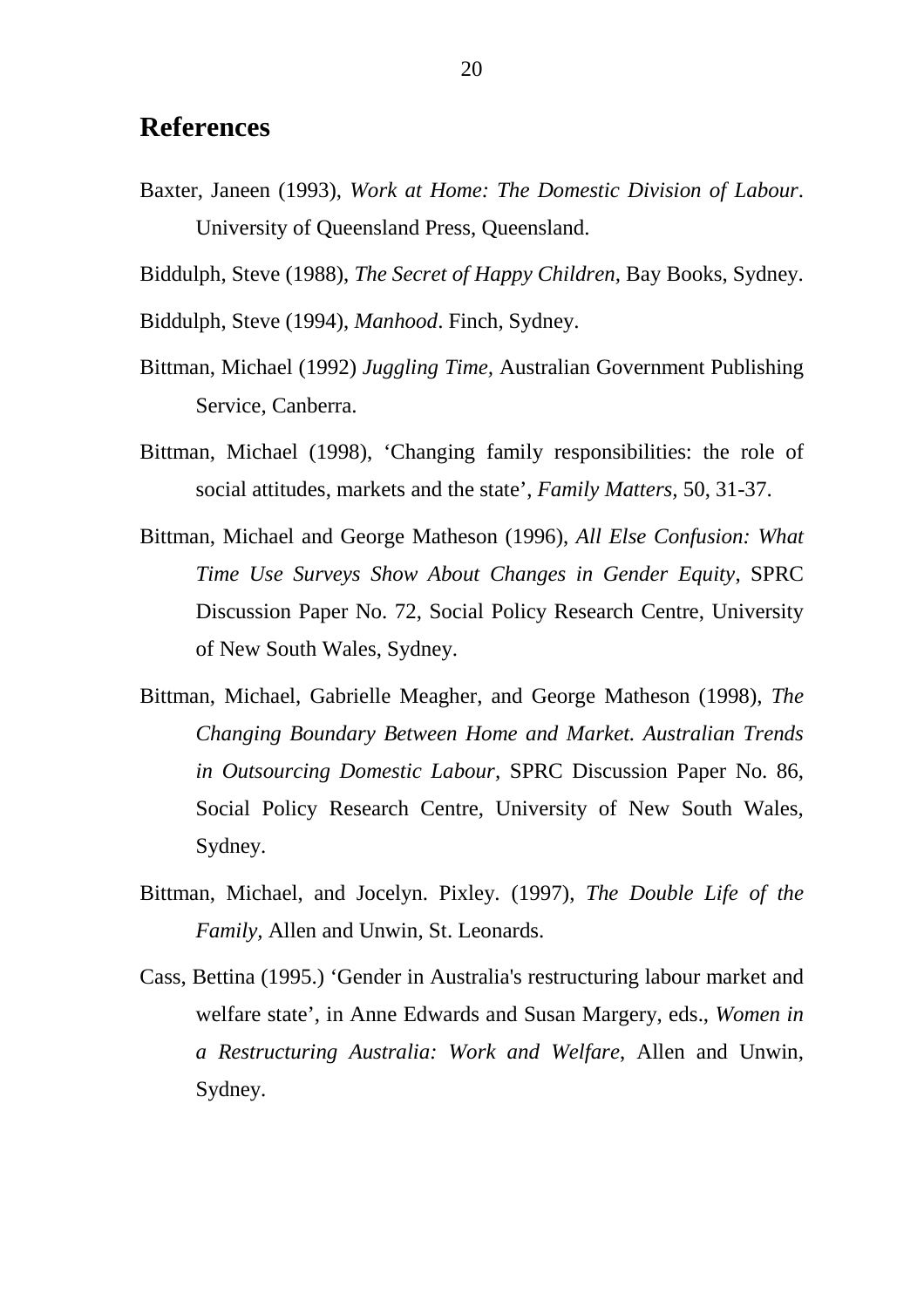## References

Baxter, Janeen (1993), *Work at Home: The Domestic Division of Labour*. University of Queensland Press, Queensland.

Biddulph, Steve (1988), *The Secret of Happy Children,* Bay Books, Sydney.

Biddulph, Steve (1994), *Manhood*. Finch, Sydney.

Bittman, Michael (1992) *Juggling Time,* Australian Government Publishing Service, Canberra.

Bittman, Michael (1998), 'Changing family responsibilities: the role of social attitudes, markets and the state', *Family Matters*, 50, 31-37.

Bittman, Michael and George Matheson (1996), *All Else Confusion: What Time Use Surveys Show About Changes in Gender Equity*, SPRC Discussion Paper No. 72, Social Policy Research Centre, University of New South Wales, Sydney.

Bittman, Michael, Gabrielle Meagher, and George Matheson (1998), *The Changing Boundary Between Home and Market. Australian Trends in Outsourcing Domestic Labour*, SPRC Discussion Paper No. 86, Social Policy Research Centre, University of New South Wales, Sydney.

Bittman, Michael, and Jocelyn. Pixley. (1997), *The Double Life of the Family,* Allen and Unwin, St. Leonards.

Cass, Bettina (1995.) 'Gender in Australia's restructuring labour market and welfare state', in Anne Edwards and Susan Margery, eds., *Women in a Restructuring Australia: Work and Welfare*, Allen and Unwin, Sydney.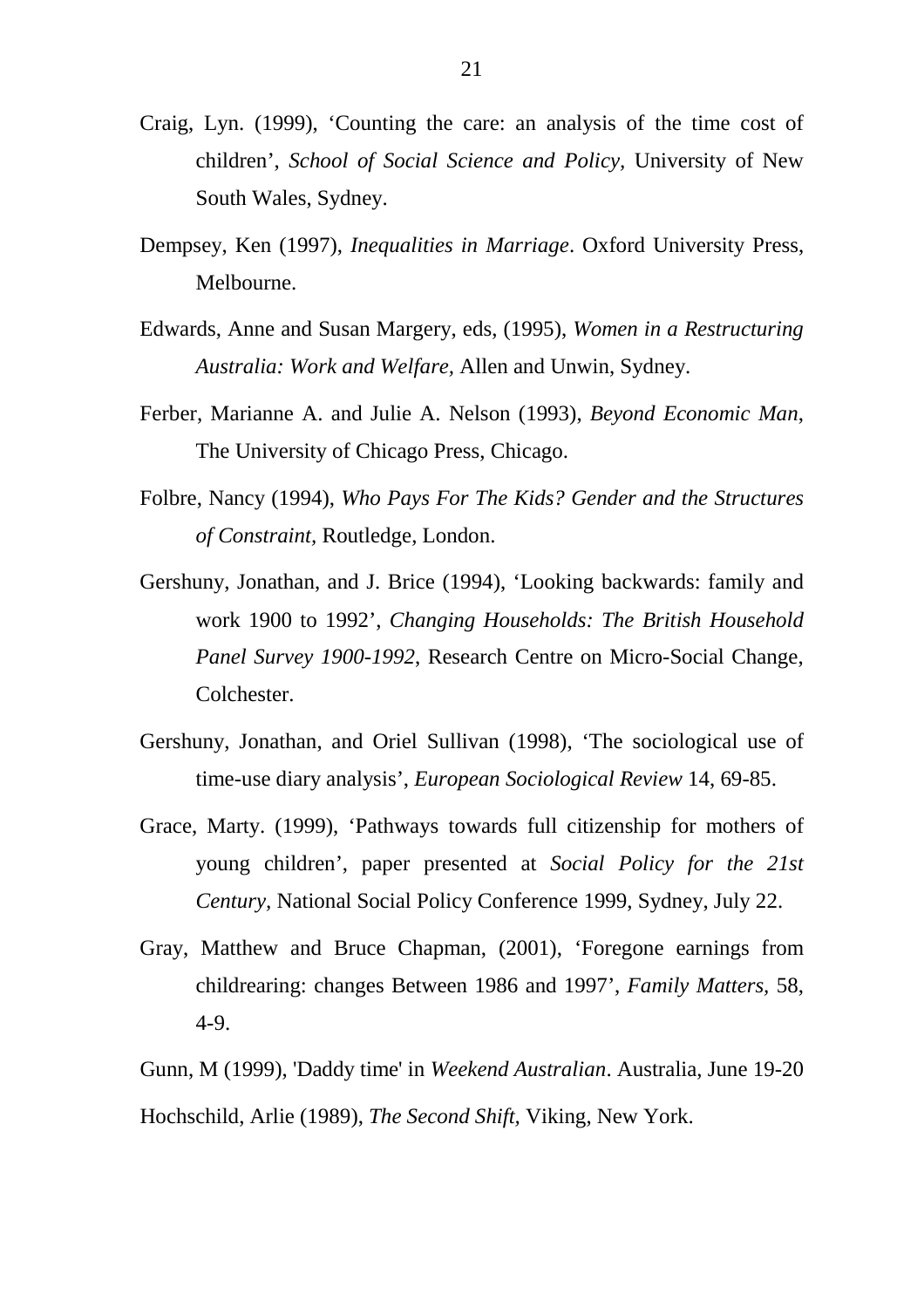Craig, Lyn. (1999), 'Counting the care: an analysis of the time cost of children', *School of Social Science and Policy*, University of New South Wales, Sydney.

Dempsey, Ken (1997), *Inequalities in Marriage*. Oxford University Press, Melbourne.

Edwards, Anne and Susan Margery, eds, (1995), *Women in a Restructuring Australia: Work and Welfare*, Allen and Unwin, Sydney.

Ferber, Marianne A. and Julie A. Nelson (1993), *Beyond Economic Man*, The University of Chicago Press, Chicago.

Folbre, Nancy (1994), *Who Pays For The Kids? Gender and the Structures of Constraint*, Routledge, London.

Gershuny, Jonathan, and J. Brice (1994), 'Looking backwards: family and work 1900 to 1992', *Changing Households: The British Household Panel Survey 1900-1992*, Research Centre on Micro-Social Change, Colchester.

Gershuny, Jonathan, and Oriel Sullivan (1998), 'The sociological use of time-use diary analysis', *European Sociological Review* 14, 69-85.

Grace, Marty. (1999), 'Pathways towards full citizenship for mothers of young children', paper presented at *Social Policy for the 21st Century*, National Social Policy Conference 1999, Sydney, July 22.

Gray, Matthew and Bruce Chapman, (2001), 'Foregone earnings from childrearing: changes Between 1986 and 1997', *Family Matters*, 58, 4-9.

Gunn, M (1999), 'Daddy time' in *Weekend Australian*. Australia, June 19-20

Hochschild, Arlie (1989), *The Second Shift*, Viking, New York.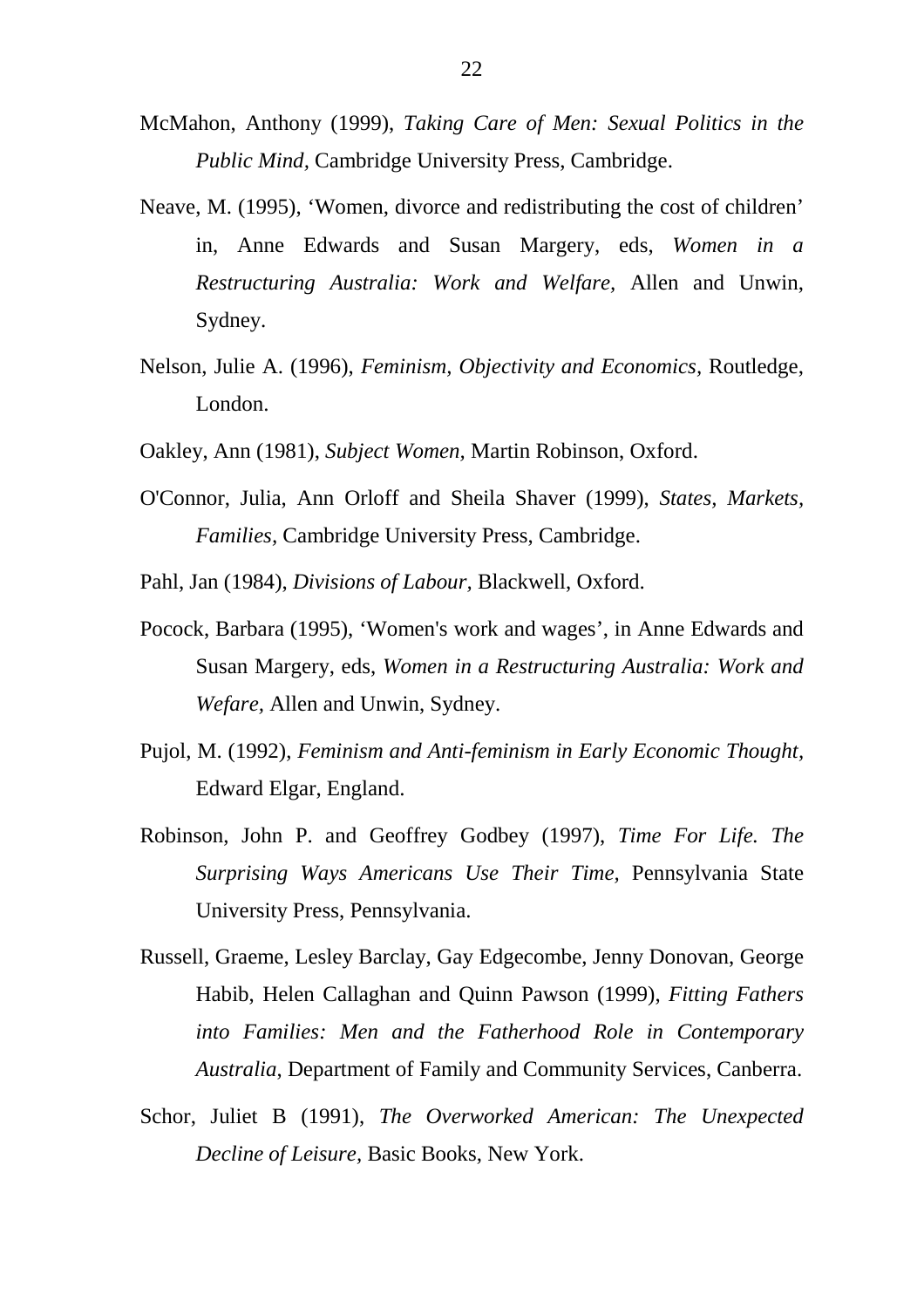McMahon, Anthony (1999), *Taking Care of Men: Sexual Politics in the Public Mind,* Cambridge University Press, Cambridge.

Neave, M. (1995), 'Women, divorce and redistributing the cost of children' in, Anne Edwards and Susan Margery, eds, *Women in a Restructuring Australia: Work and Welfare,* Allen and Unwin, Sydney.

Nelson, Julie A. (1996), *Feminism, Objectivity and Economics,* Routledge, London.

Oakley, Ann (1981), *Subject Women,* Martin Robinson, Oxford.

O'Connor, Julia, Ann Orloff and Sheila Shaver (1999), *States, Markets, Families,* Cambridge University Press, Cambridge.

Pahl, Jan (1984), *Divisions of Labour,* Blackwell, Oxford.

Pocock, Barbara (1995), 'Women's work and wages', in Anne Edwards and Susan Margery, eds, *Women in a Restructuring Australia: Work and Wefare,* Allen and Unwin, Sydney.

Pujol, M. (1992), *Feminism and Anti-feminism in Early Economic Thought,* Edward Elgar, England.

Robinson, John P. and Geoffrey Godbey (1997), *Time For Life. The Surprising Ways Americans Use Their Time,* Pennsylvania State University Press, Pennsylvania.

Russell, Graeme, Lesley Barclay, Gay Edgecombe, Jenny Donovan, George Habib, Helen Callaghan and Quinn Pawson (1999), *Fitting Fathers into Families: Men and the Fatherhood Role in Contemporary Australia*, Department of Family and Community Services, Canberra.

Schor, Juliet B (1991), *The Overworked American: The Unexpected Decline of Leisure,* Basic Books, New York.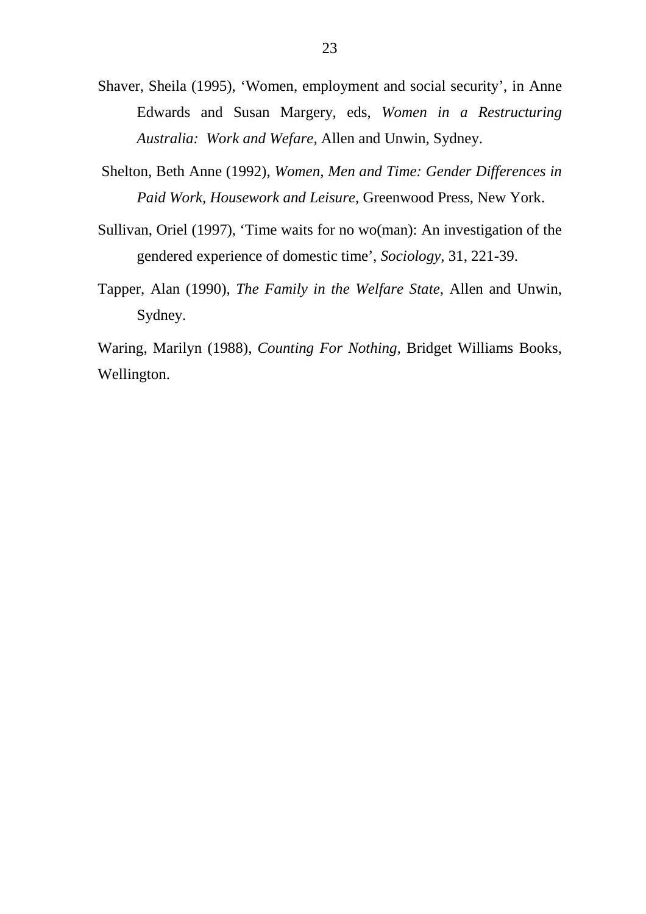Shaver, Sheila (1995), 'Women, employment and social security', in Anne Edwards and Susan Margery, eds, *Women in a Restructuring Australia: Work and Wefare,* Allen and Unwin, Sydney.

Shelton, Beth Anne (1992), *Women, Men and Time: Gender Differences in Paid Work, Housework and Leisure,* Greenwood Press, New York.

Sullivan, Oriel (1997), 'Time waits for no wo(man): An investigation of the gendered experience of domestic time', *Sociology,* 31, 221-39.

Tapper, Alan (1990), *The Family in the Welfare State,* Allen and Unwin, Sydney.

Waring, Marilyn (1988), *Counting For Nothing,* Bridget Williams Books, Wellington.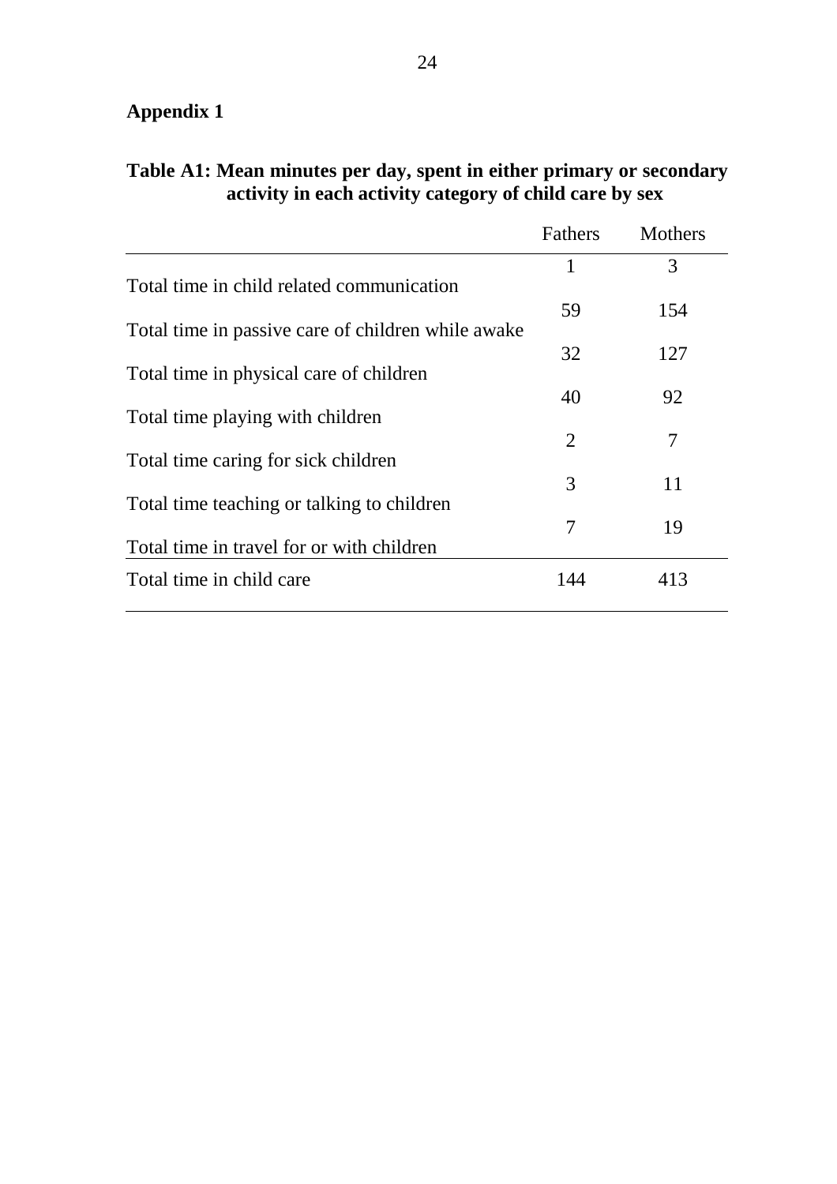## Appendix 1

**Table A1: Mean minutes per day, spent in either primary or secondary activity in each activity category of child care by sex**

| | Fathers | Mothers |
|---|---|---|
| Total time in child related communication | 1 | 3 |
| Total time in passive care of children while awake | 59 | 154 |
| Total time in physical care of children | 32 | 127 |
| Total time playing with children | 40 | 92 |
| Total time caring for sick children | 2 | 7 |
| Total time teaching or talking to children | 3 | 11 |
| Total time in travel for or with children | 7 | 19 |
| Total time in child care | 144 | 413 |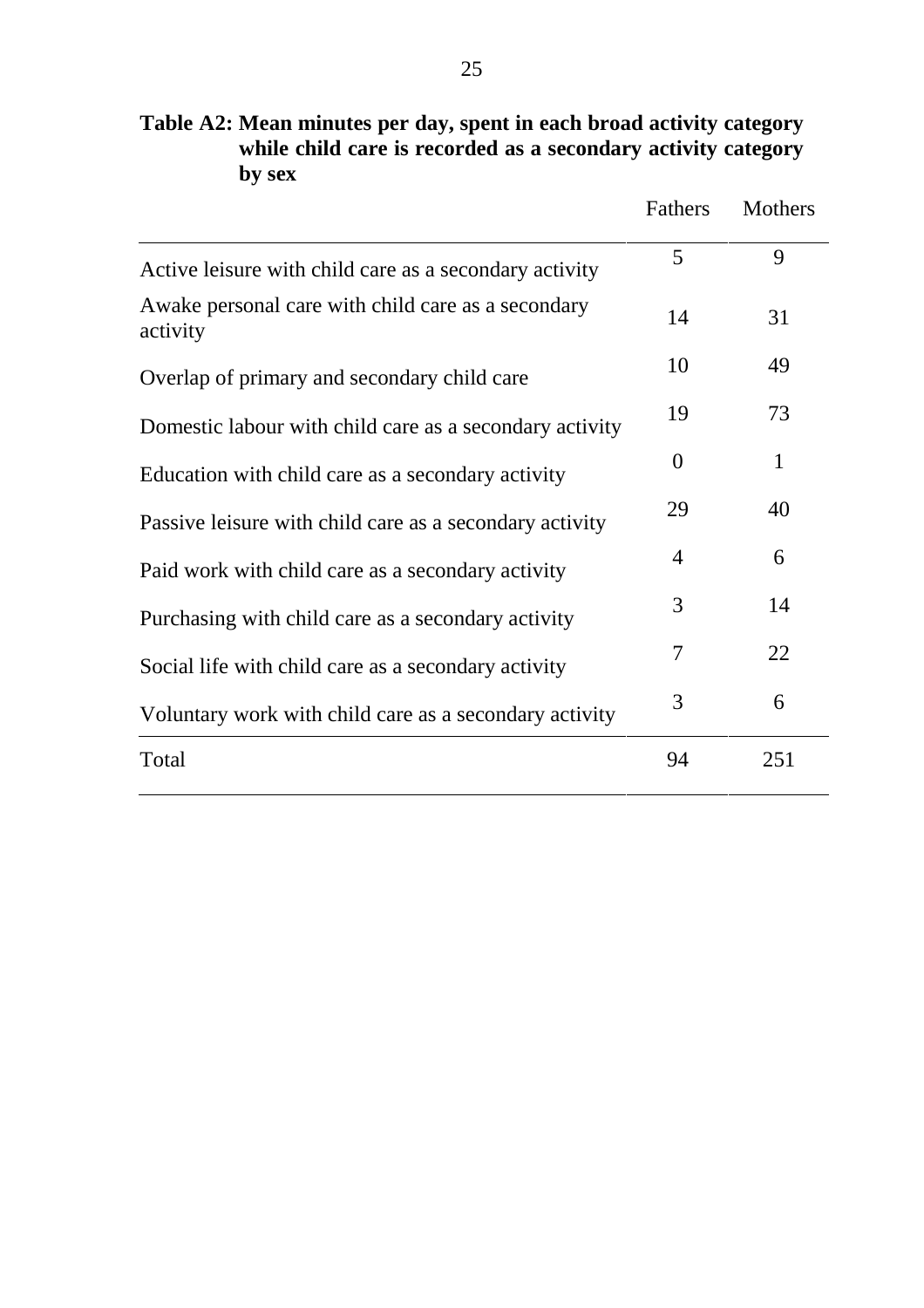**Table A2: Mean minutes per day, spent in each broad activity category while child care is recorded as a secondary activity category by sex**

| | Fathers | Mothers |
|---|---|---|
| Active leisure with child care as a secondary activity | 5 | 9 |
| Awake personal care with child care as a secondary activity | 14 | 31 |
| Overlap of primary and secondary child care | 10 | 49 |
| Domestic labour with child care as a secondary activity | 19 | 73 |
| Education with child care as a secondary activity | 0 | 1 |
| Passive leisure with child care as a secondary activity | 29 | 40 |
| Paid work with child care as a secondary activity | 4 | 6 |
| Purchasing with child care as a secondary activity | 3 | 14 |
| Social life with child care as a secondary activity | 7 | 22 |
| Voluntary work with child care as a secondary activity | 3 | 6 |
| Total | 94 | 251 |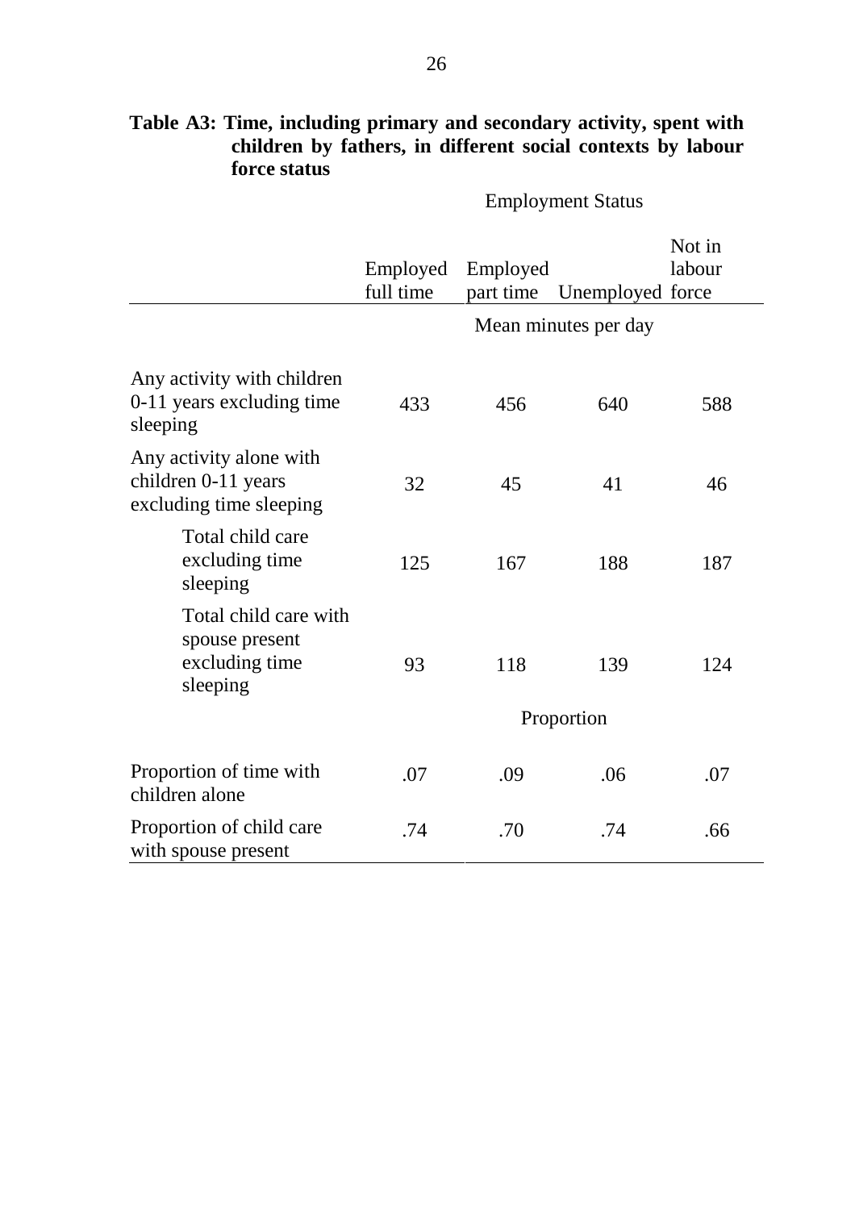**Table A3: Time, including primary and secondary activity, spent with children by fathers, in different social contexts by labour force status**

| | Employment Status | | | |
|---|---|---|---|---|
| | Employed full time | Employed part time | Unemployed | Not in labour force |
| | Mean minutes per day | | | |
| Any activity with children 0-11 years excluding time sleeping | 433 | 456 | 640 | 588 |
| Any activity alone with children 0-11 years excluding time sleeping | 32 | 45 | 41 | 46 |
| Total child care excluding time sleeping | 125 | 167 | 188 | 187 |
| Total child care with spouse present excluding time sleeping | 93 | 118 | 139 | 124 |
| | Proportion | | | |
| Proportion of time with children alone | .07 | .09 | .06 | .07 |
| Proportion of child care with spouse present | .74 | .70 | .74 | .66 |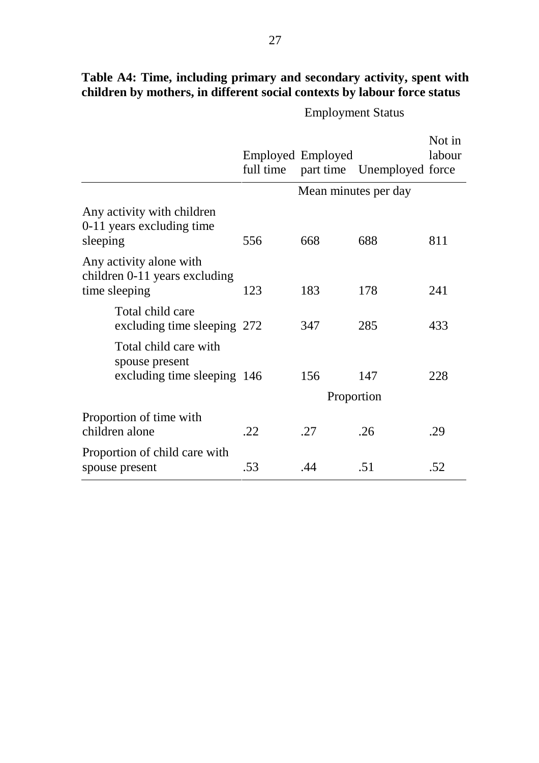**Table A4: Time, including primary and secondary activity, spent with children by mothers, in different social contexts by labour force status**

| | Employment Status | | | |
|---|---|---|---|---|
| | Employed full time | Employed part time | Unemployed | Not in labour force |
| | Mean minutes per day | | | |
| Any activity with children 0-11 years excluding time sleeping | 556 | 668 | 688 | 811 |
| Any activity alone with children 0-11 years excluding time sleeping | 123 | 183 | 178 | 241 |
| Total child care excluding time sleeping | 272 | 347 | 285 | 433 |
| Total child care with spouse present excluding time sleeping | 146 | 156 | 147 | 228 |
| | Proportion | | | |
| Proportion of time with children alone | .22 | .27 | .26 | .29 |
| Proportion of child care with spouse present | .53 | .44 | .51 | .52 |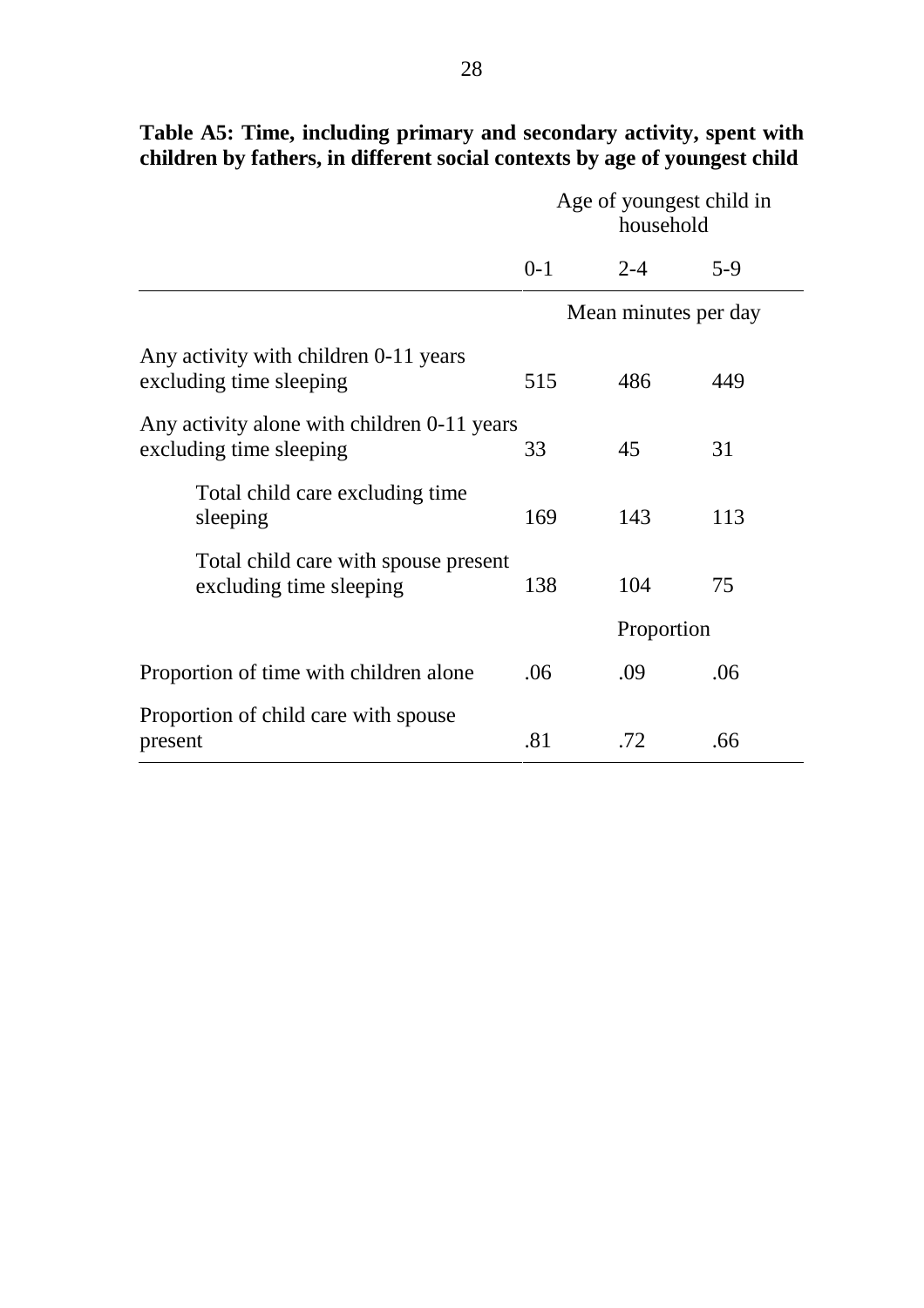**Table A5: Time, including primary and secondary activity, spent with children by fathers, in different social contexts by age of youngest child**

| | Age of youngest child in household | | |
|---|---|---|---|
| | 0-1 | 2-4 | 5-9 |
| | Mean minutes per day | | |
| Any activity with children 0-11 years excluding time sleeping | 515 | 486 | 449 |
| Any activity alone with children 0-11 years excluding time sleeping | 33 | 45 | 31 |
| Total child care excluding time sleeping | 169 | 143 | 113 |
| Total child care with spouse present excluding time sleeping | 138 | 104 | 75 |
| | Proportion | | |
| Proportion of time with children alone | .06 | .09 | .06 |
| Proportion of child care with spouse present | .81 | .72 | .66 |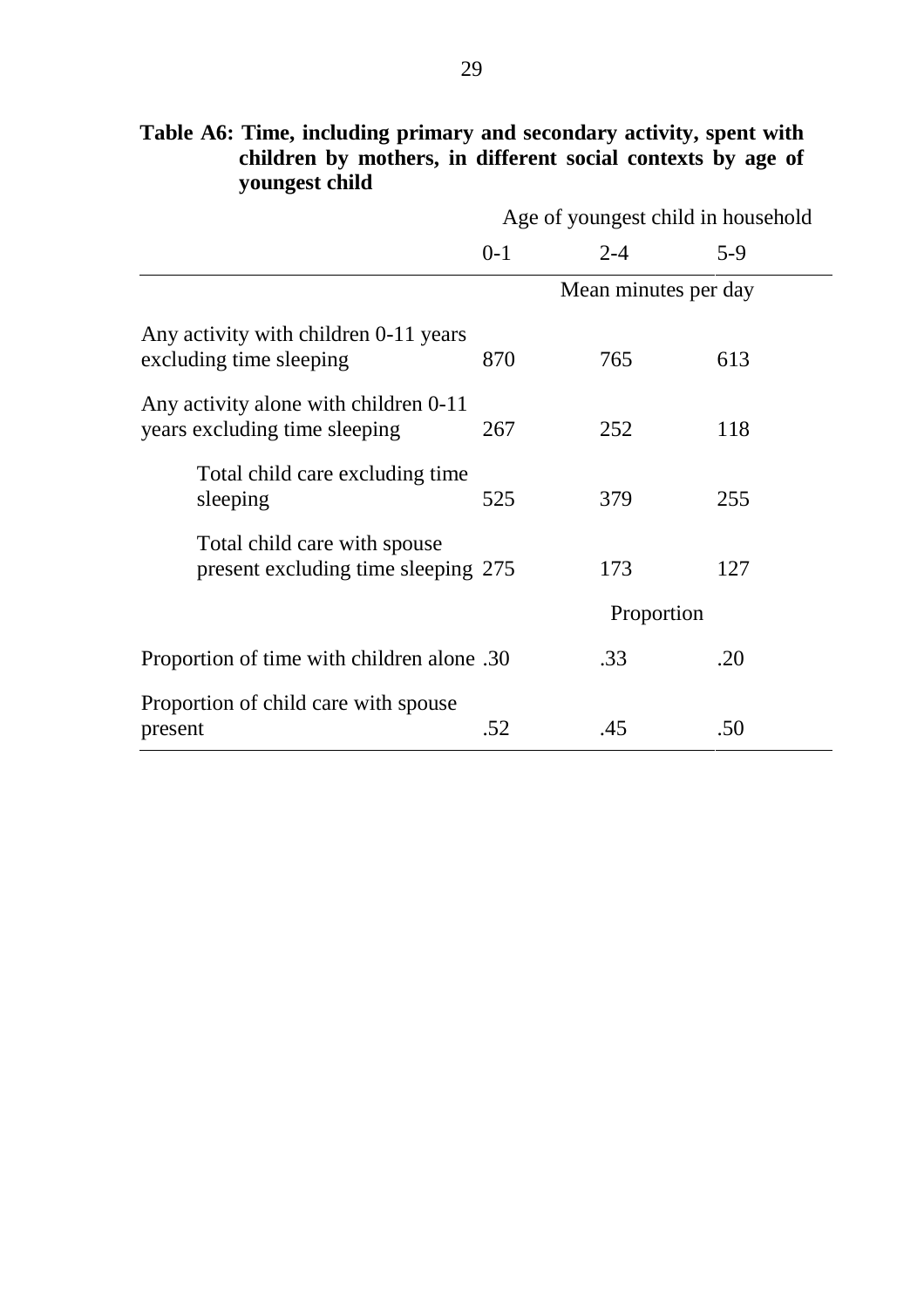**Table A6: Time, including primary and secondary activity, spent with children by mothers, in different social contexts by age of youngest child**

| | Age of youngest child in household | | |
|---|---|---|---|
| | 0-1 | 2-4 | 5-9 |
| | Mean minutes per day | | |
| Any activity with children 0-11 years excluding time sleeping | 870 | 765 | 613 |
| Any activity alone with children 0-11 years excluding time sleeping | 267 | 252 | 118 |
| Total child care excluding time sleeping | 525 | 379 | 255 |
| Total child care with spouse present excluding time sleeping | 275 | 173 | 127 |
| | Proportion | | |
| Proportion of time with children alone | .30 | .33 | .20 |
| Proportion of child care with spouse present | .52 | .45 | .50 |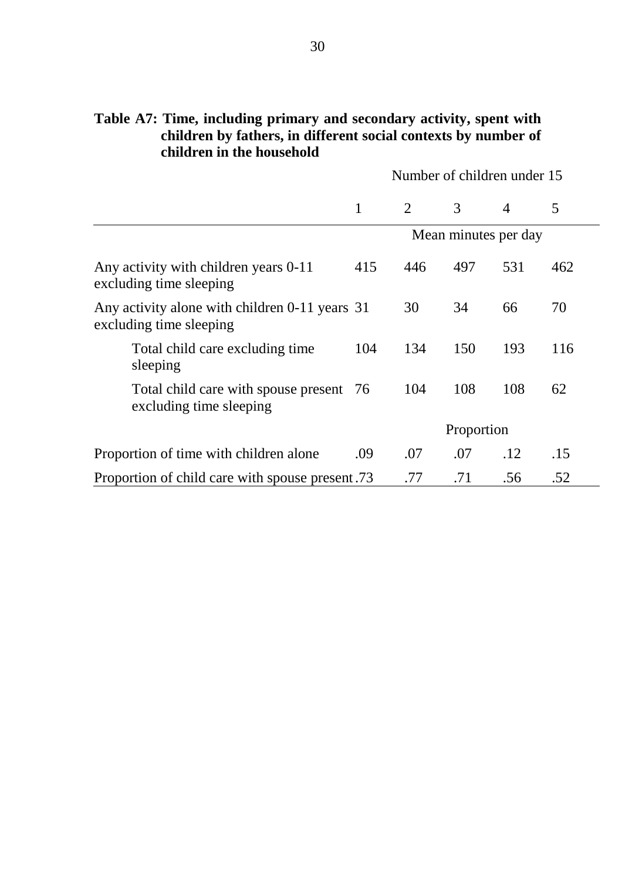**Table A7: Time, including primary and secondary activity, spent with children by fathers, in different social contexts by number of children in the household**

| | Number of children under 15 | | | | |
|---|---|---|---|---|---|
| | 1 | 2 | 3 | 4 | 5 |
| | Mean minutes per day | | | | |
| Any activity with children years 0-11 excluding time sleeping | 415 | 446 | 497 | 531 | 462 |
| Any activity alone with children 0-11 years excluding time sleeping | 31 | 30 | 34 | 66 | 70 |
| Total child care excluding time sleeping | 104 | 134 | 150 | 193 | 116 |
| Total child care with spouse present excluding time sleeping | 76 | 104 | 108 | 108 | 62 |
| | Proportion | | | | |
| Proportion of time with children alone | .09 | .07 | .07 | .12 | .15 |
| Proportion of child care with spouse present | .73 | .77 | .71 | .56 | .52 |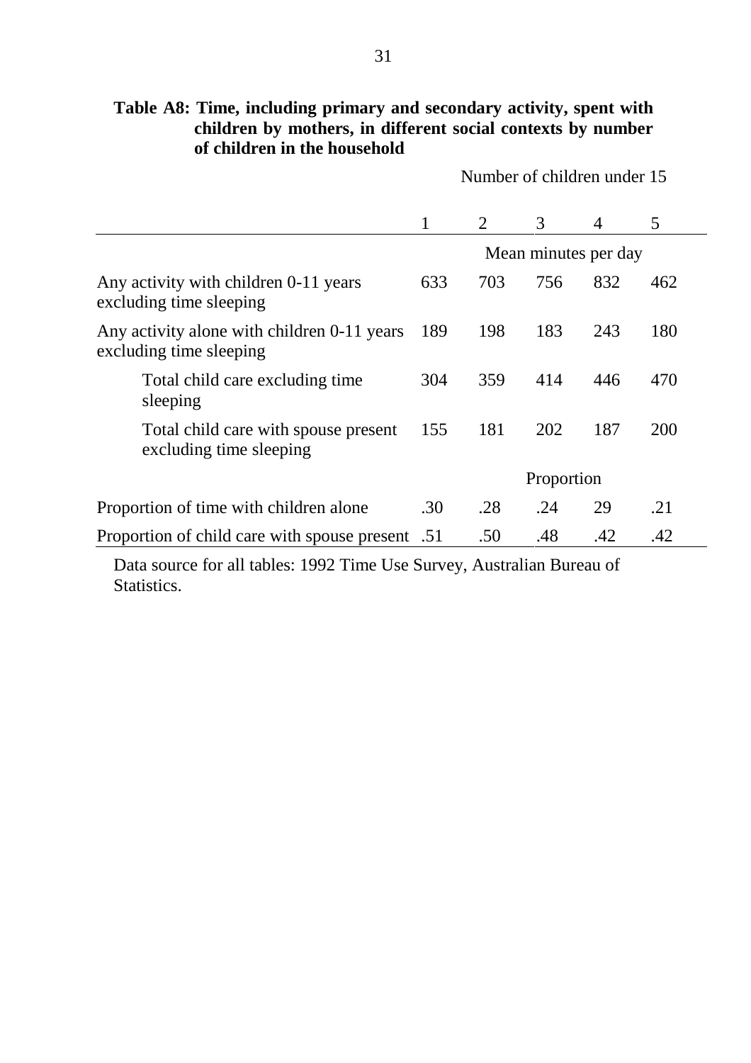**Table A8: Time, including primary and secondary activity, spent with children by mothers, in different social contexts by number of children in the household**

| | Number of children under 15 | | | | |
|---|---|---|---|---|---|
| | 1 | 2 | 3 | 4 | 5 |
| | Mean minutes per day | | | | |
| Any activity with children 0-11 years excluding time sleeping | 633 | 703 | 756 | 832 | 462 |
| Any activity alone with children 0-11 years excluding time sleeping | 189 | 198 | 183 | 243 | 180 |
| Total child care excluding time sleeping | 304 | 359 | 414 | 446 | 470 |
| Total child care with spouse present excluding time sleeping | 155 | 181 | 202 | 187 | 200 |
| | Proportion | | | | |
| Proportion of time with children alone | .30 | .28 | .24 | 29 | .21 |
| Proportion of child care with spouse present | .51 | .50 | .48 | .42 | .42 |

Data source for all tables: 1992 Time Use Survey, Australian Bureau of Statistics.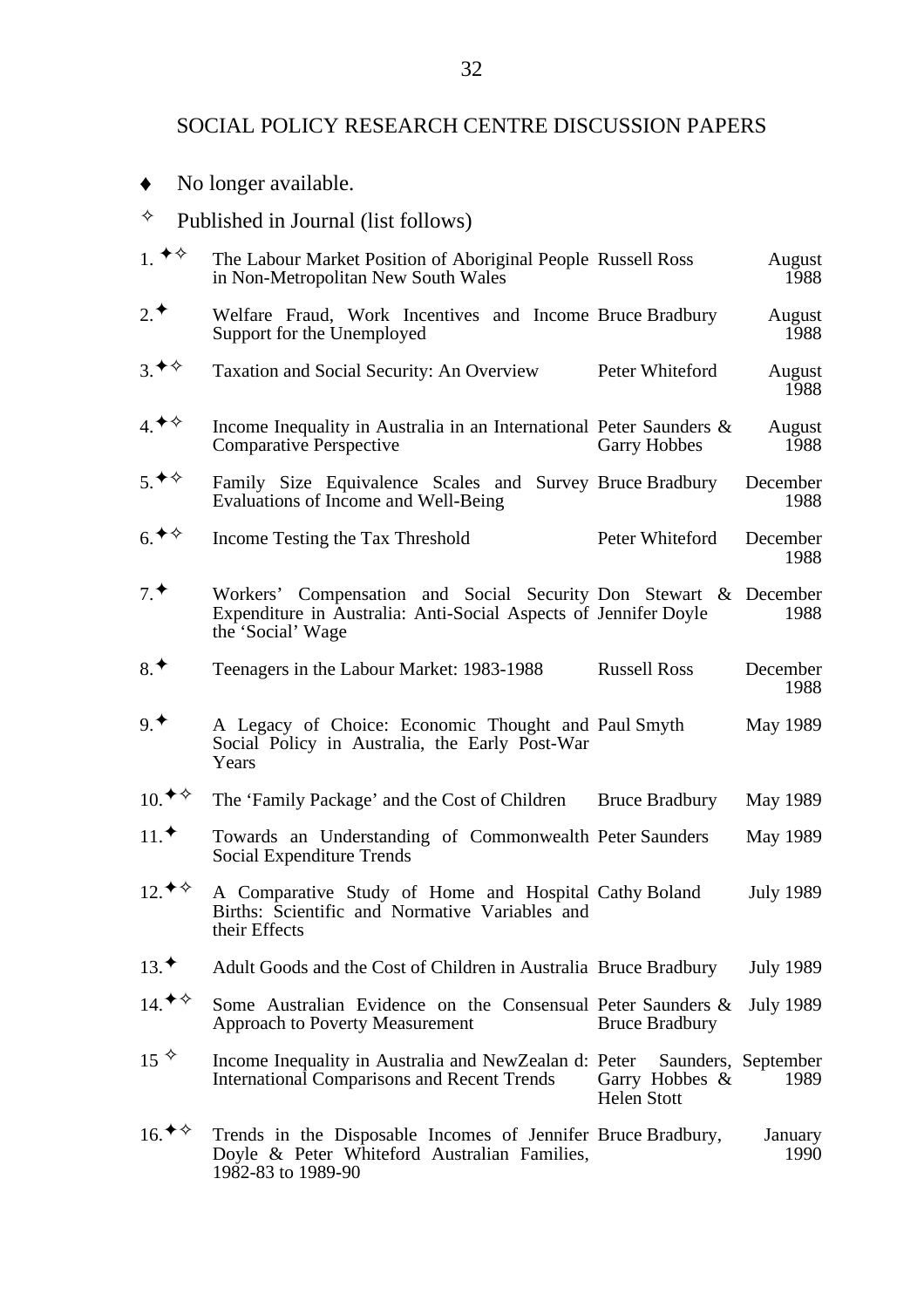## SOCIAL POLICY RESEARCH CENTRE DISCUSSION PAPERS

♦ No longer available.

✧ Published in Journal (list follows)

| No. | Title | Author(s) | Date |
|---|---|---|---|
| 1. ✦✧ | The Labour Market Position of Aboriginal People in Non-Metropolitan New South Wales | Russell Ross | August 1988 |
| 2.✦ | Welfare Fraud, Work Incentives and Income Support for the Unemployed | Bruce Bradbury | August 1988 |
| 3.✦✧ | Taxation and Social Security: An Overview | Peter Whiteford | August 1988 |
| 4.✦✧ | Income Inequality in Australia in an International Comparative Perspective | Peter Saunders & Garry Hobbes | August 1988 |
| 5.✦✧ | Family Size Equivalence Scales and Survey Evaluations of Income and Well-Being | Bruce Bradbury | December 1988 |
| 6.✦✧ | Income Testing the Tax Threshold | Peter Whiteford | December 1988 |
| 7.✦ | Workers' Compensation and Social Security Expenditure in Australia: Anti-Social Aspects of the 'Social' Wage | Don Stewart & Jennifer Doyle | December 1988 |
| 8.✦ | Teenagers in the Labour Market: 1983-1988 | Russell Ross | December 1988 |
| 9.✦ | A Legacy of Choice: Economic Thought and Social Policy in Australia, the Early Post-War Years | Paul Smyth | May 1989 |
| 10.✦✧ | The 'Family Package' and the Cost of Children | Bruce Bradbury | May 1989 |
| 11.✦ | Towards an Understanding of Commonwealth Social Expenditure Trends | Peter Saunders | May 1989 |
| 12.✦✧ | A Comparative Study of Home and Hospital Births: Scientific and Normative Variables and their Effects | Cathy Boland | July 1989 |
| 13.✦ | Adult Goods and the Cost of Children in Australia | Bruce Bradbury | July 1989 |
| 14.✦✧ | Some Australian Evidence on the Consensual Approach to Poverty Measurement | Peter Saunders & Bruce Bradbury | July 1989 |
| 15 ✧ | Income Inequality in Australia and NewZealan d: International Comparisons and Recent Trends | Peter Saunders, Garry Hobbes & Helen Stott | September 1989 |
| 16.✦✧ | Trends in the Disposable Incomes of Jennifer Doyle & Peter Whiteford Australian Families, 1982-83 to 1989-90 | Bruce Bradbury, | January 1990 |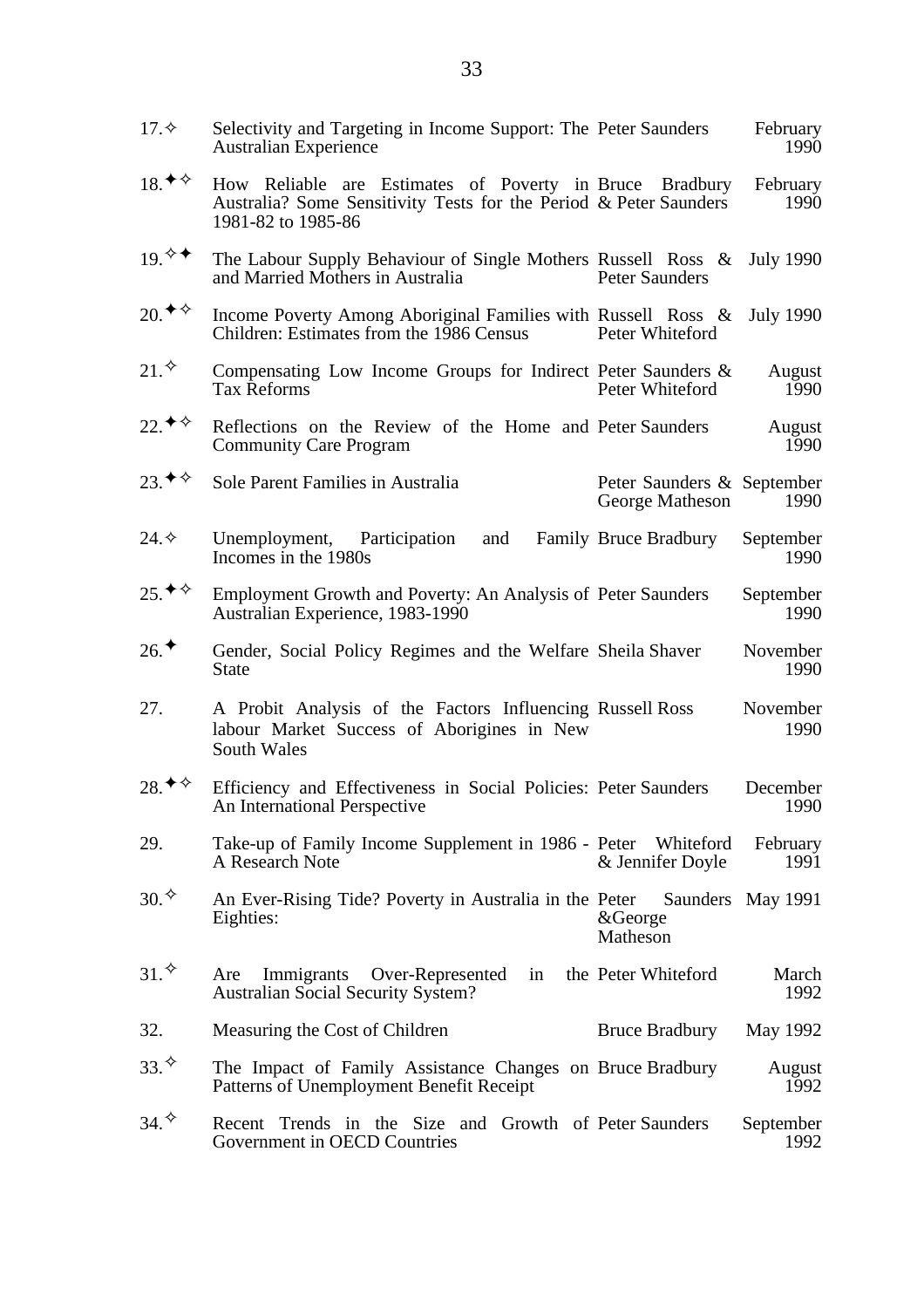| | | | |
|---|---|---|---|
| 17.✧ | Selectivity and Targeting in Income Support: The Australian Experience | Peter Saunders | February 1990 |
| 18.✦✧ | How Reliable are Estimates of Poverty in Australia? Some Sensitivity Tests for the Period 1981-82 to 1985-86 | Bruce Bradbury & Peter Saunders | February 1990 |
| 19.✧✦ | The Labour Supply Behaviour of Single Mothers and Married Mothers in Australia | Russell Ross & Peter Saunders | July 1990 |
| 20.✦✧ | Income Poverty Among Aboriginal Families with Children: Estimates from the 1986 Census | Russell Ross & Peter Whiteford | July 1990 |
| 21.✧ | Compensating Low Income Groups for Indirect Tax Reforms | Peter Saunders & Peter Whiteford | August 1990 |
| 22.✦✧ | Reflections on the Review of the Home and Community Care Program | Peter Saunders | August 1990 |
| 23.✦✧ | Sole Parent Families in Australia | Peter Saunders & George Matheson | September 1990 |
| 24.✧ | Unemployment, Participation and Family Incomes in the 1980s | Bruce Bradbury | September 1990 |
| 25.✦✧ | Employment Growth and Poverty: An Analysis of Australian Experience, 1983-1990 | Peter Saunders | September 1990 |
| 26.✦ | Gender, Social Policy Regimes and the Welfare State | Sheila Shaver | November 1990 |
| 27. | A Probit Analysis of the Factors Influencing labour Market Success of Aborigines in New South Wales | Russell Ross | November 1990 |
| 28.✦✧ | Efficiency and Effectiveness in Social Policies: An International Perspective | Peter Saunders | December 1990 |
| 29. | Take-up of Family Income Supplement in 1986 - A Research Note | Peter Whiteford & Jennifer Doyle | February 1991 |
| 30.✧ | An Ever-Rising Tide? Poverty in Australia in the Eighties: | Peter Saunders &George Matheson | May 1991 |
| 31.✧ | Are Immigrants Over-Represented in the Australian Social Security System? | Peter Whiteford | March 1992 |
| 32. | Measuring the Cost of Children | Bruce Bradbury | May 1992 |
| 33.✧ | The Impact of Family Assistance Changes on Patterns of Unemployment Benefit Receipt | Bruce Bradbury | August 1992 |
| 34.✧ | Recent Trends in the Size and Growth of Government in OECD Countries | Peter Saunders | September 1992 |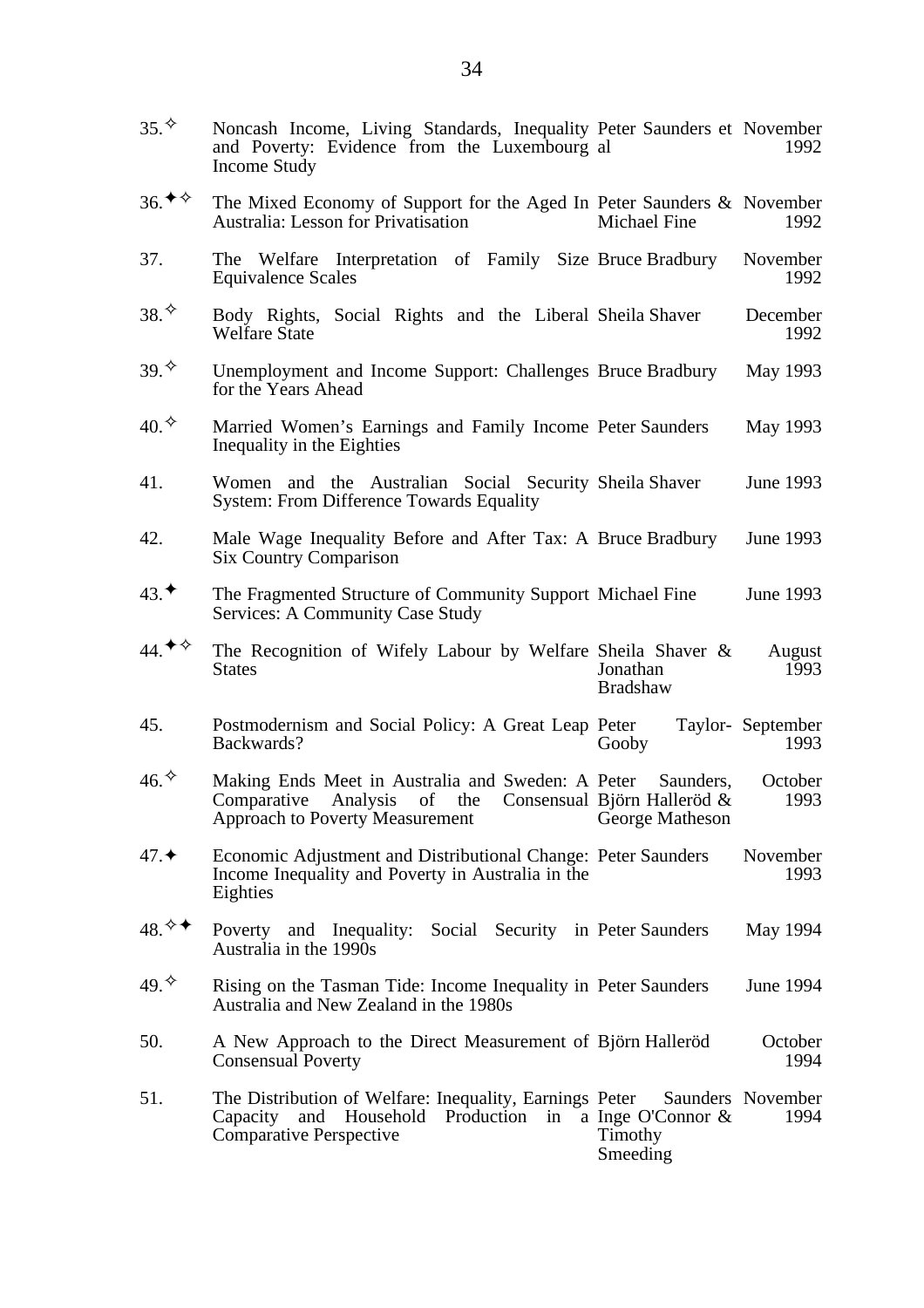| | | | |
|---|---|---|---|
| 35.✧ | Noncash Income, Living Standards, Inequality and Poverty: Evidence from the Luxembourg Income Study | Peter Saunders et al | November 1992 |
| 36.✦✧ | The Mixed Economy of Support for the Aged In Australia: Lesson for Privatisation | Peter Saunders & Michael Fine | November 1992 |
| 37. | The Welfare Interpretation of Family Size Equivalence Scales | Bruce Bradbury | November 1992 |
| 38.✧ | Body Rights, Social Rights and the Liberal Welfare State | Sheila Shaver | December 1992 |
| 39.✧ | Unemployment and Income Support: Challenges for the Years Ahead | Bruce Bradbury | May 1993 |
| 40.✧ | Married Women's Earnings and Family Income Inequality in the Eighties | Peter Saunders | May 1993 |
| 41. | Women and the Australian Social Security System: From Difference Towards Equality | Sheila Shaver | June 1993 |
| 42. | Male Wage Inequality Before and After Tax: A Six Country Comparison | Bruce Bradbury | June 1993 |
| 43.✦ | The Fragmented Structure of Community Support Services: A Community Case Study | Michael Fine | June 1993 |
| 44.✦✧ | The Recognition of Wifely Labour by Welfare States | Sheila Shaver & Jonathan Bradshaw | August 1993 |
| 45. | Postmodernism and Social Policy: A Great Leap Backwards? | Peter Taylor-Gooby | September 1993 |
| 46.✧ | Making Ends Meet in Australia and Sweden: A Comparative Analysis of the Consensual Approach to Poverty Measurement | Peter Saunders, Björn Halleröd & George Matheson | October 1993 |
| 47.✦ | Economic Adjustment and Distributional Change: Income Inequality and Poverty in Australia in the Eighties | Peter Saunders | November 1993 |
| 48.✧✦ | Poverty and Inequality: Social Security in Australia in the 1990s | Peter Saunders | May 1994 |
| 49.✧ | Rising on the Tasman Tide: Income Inequality in Australia and New Zealand in the 1980s | Peter Saunders | June 1994 |
| 50. | A New Approach to the Direct Measurement of Consensual Poverty | Björn Halleröd | October 1994 |
| 51. | The Distribution of Welfare: Inequality, Earnings Capacity and Household Production in a Comparative Perspective | Peter Saunders Inge O'Connor & Timothy Smeeding | November 1994 |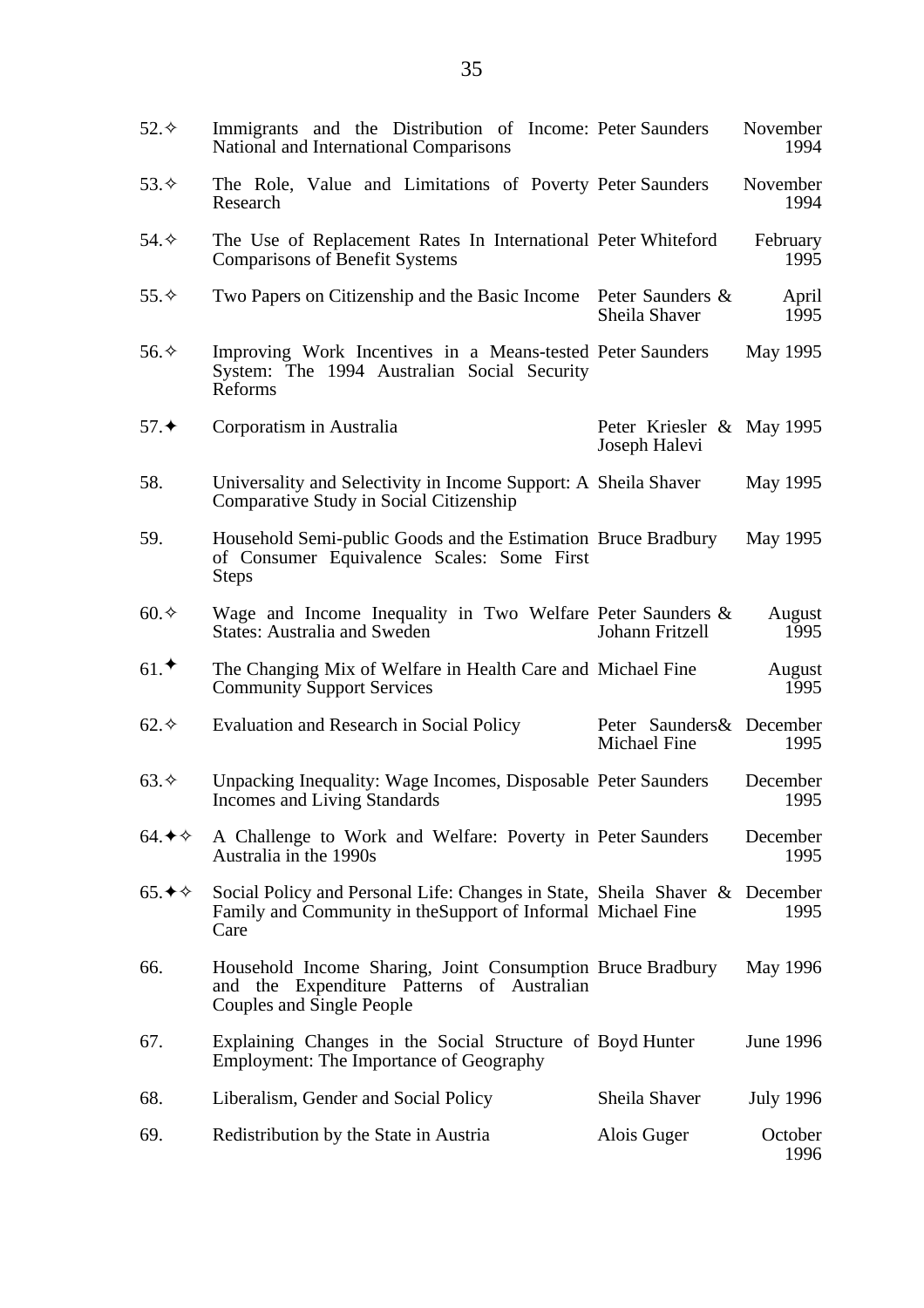| | | | |
|---|---|---|---|
| 52.✧ | Immigrants and the Distribution of Income: National and International Comparisons | Peter Saunders | November 1994 |
| 53.✧ | The Role, Value and Limitations of Poverty Research | Peter Saunders | November 1994 |
| 54.✧ | The Use of Replacement Rates In International Comparisons of Benefit Systems | Peter Whiteford | February 1995 |
| 55.✧ | Two Papers on Citizenship and the Basic Income | Peter Saunders & Sheila Shaver | April 1995 |
| 56.✧ | Improving Work Incentives in a Means-tested System: The 1994 Australian Social Security Reforms | Peter Saunders | May 1995 |
| 57.✦ | Corporatism in Australia | Peter Kriesler & Joseph Halevi | May 1995 |
| 58. | Universality and Selectivity in Income Support: A Comparative Study in Social Citizenship | Sheila Shaver | May 1995 |
| 59. | Household Semi-public Goods and the Estimation of Consumer Equivalence Scales: Some First Steps | Bruce Bradbury | May 1995 |
| 60.✧ | Wage and Income Inequality in Two Welfare States: Australia and Sweden | Peter Saunders & Johann Fritzell | August 1995 |
| 61.✦ | The Changing Mix of Welfare in Health Care and Community Support Services | Michael Fine | August 1995 |
| 62.✧ | Evaluation and Research in Social Policy | Peter Saunders& Michael Fine | December 1995 |
| 63.✧ | Unpacking Inequality: Wage Incomes, Disposable Incomes and Living Standards | Peter Saunders | December 1995 |
| 64.✦✧ | A Challenge to Work and Welfare: Poverty in Australia in the 1990s | Peter Saunders | December 1995 |
| 65.✦✧ | Social Policy and Personal Life: Changes in State, Family and Community in theSupport of Informal Care | Sheila Shaver & Michael Fine | December 1995 |
| 66. | Household Income Sharing, Joint Consumption and the Expenditure Patterns of Australian Couples and Single People | Bruce Bradbury | May 1996 |
| 67. | Explaining Changes in the Social Structure of Employment: The Importance of Geography | Boyd Hunter | June 1996 |
| 68. | Liberalism, Gender and Social Policy | Sheila Shaver | July 1996 |
| 69. | Redistribution by the State in Austria | Alois Guger | October 1996 |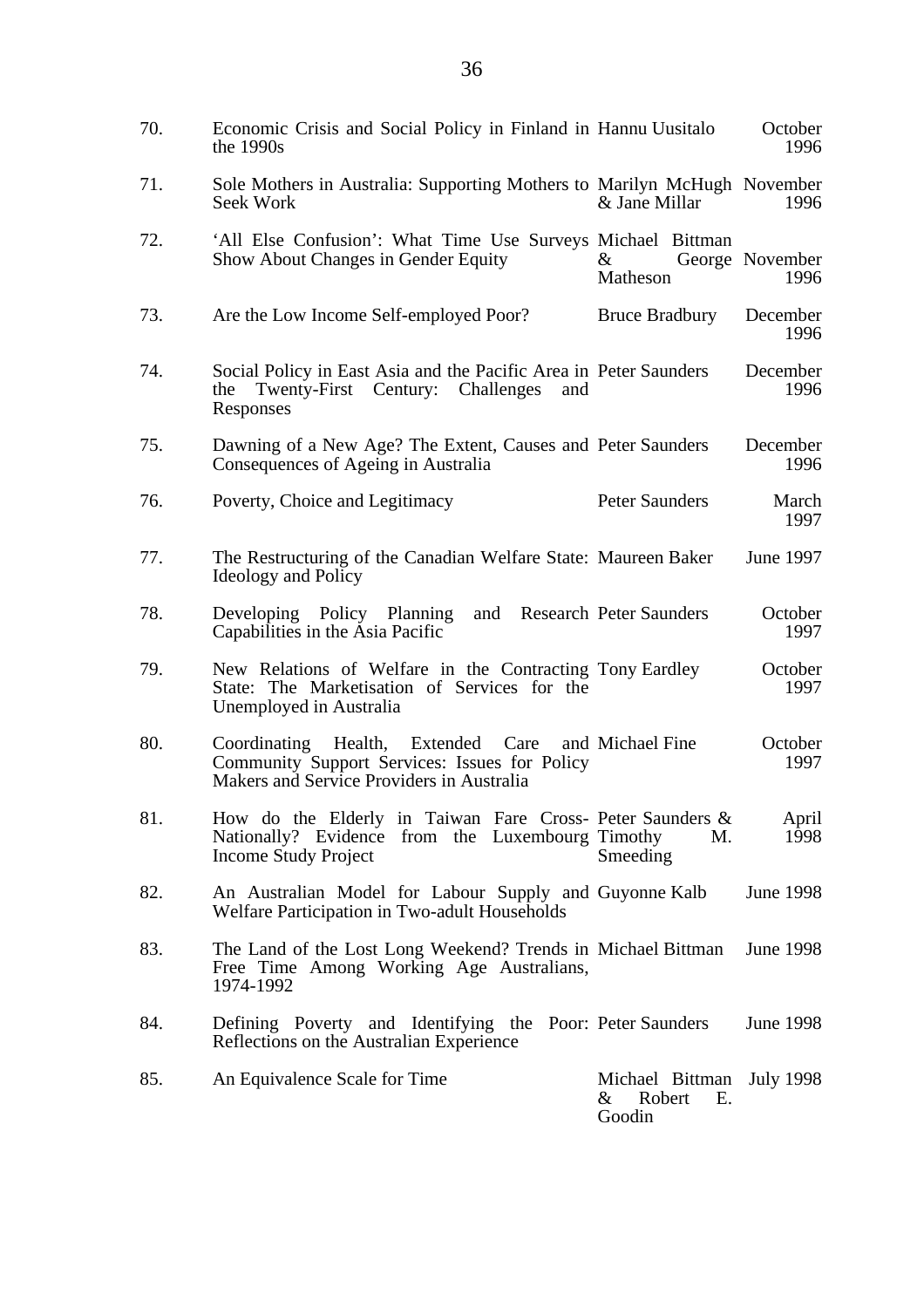| | | | |
|---|---|---|---|
| 70. | Economic Crisis and Social Policy in Finland in the 1990s | Hannu Uusitalo | October 1996 |
| 71. | Sole Mothers in Australia: Supporting Mothers to Seek Work | Marilyn McHugh & Jane Millar | November 1996 |
| 72. | 'All Else Confusion': What Time Use Surveys Show About Changes in Gender Equity | Michael Bittman & George Matheson | November 1996 |
| 73. | Are the Low Income Self-employed Poor? | Bruce Bradbury | December 1996 |
| 74. | Social Policy in East Asia and the Pacific Area in the Twenty-First Century: Challenges and Responses | Peter Saunders | December 1996 |
| 75. | Dawning of a New Age? The Extent, Causes and Consequences of Ageing in Australia | Peter Saunders | December 1996 |
| 76. | Poverty, Choice and Legitimacy | Peter Saunders | March 1997 |
| 77. | The Restructuring of the Canadian Welfare State: Ideology and Policy | Maureen Baker | June 1997 |
| 78. | Developing Policy Planning and Research Capabilities in the Asia Pacific | Peter Saunders | October 1997 |
| 79. | New Relations of Welfare in the Contracting State: The Marketisation of Services for the Unemployed in Australia | Tony Eardley | October 1997 |
| 80. | Coordinating Health, Extended Care and Community Support Services: Issues for Policy Makers and Service Providers in Australia | Michael Fine | October 1997 |
| 81. | How do the Elderly in Taiwan Fare Cross-Nationally? Evidence from the Luxembourg Income Study Project | Peter Saunders & Timothy M. Smeeding | April 1998 |
| 82. | An Australian Model for Labour Supply and Welfare Participation in Two-adult Households | Guyonne Kalb | June 1998 |
| 83. | The Land of the Lost Long Weekend? Trends in Free Time Among Working Age Australians, 1974-1992 | Michael Bittman | June 1998 |
| 84. | Defining Poverty and Identifying the Poor: Reflections on the Australian Experience | Peter Saunders | June 1998 |
| 85. | An Equivalence Scale for Time | Michael Bittman & Robert E. Goodin | July 1998 |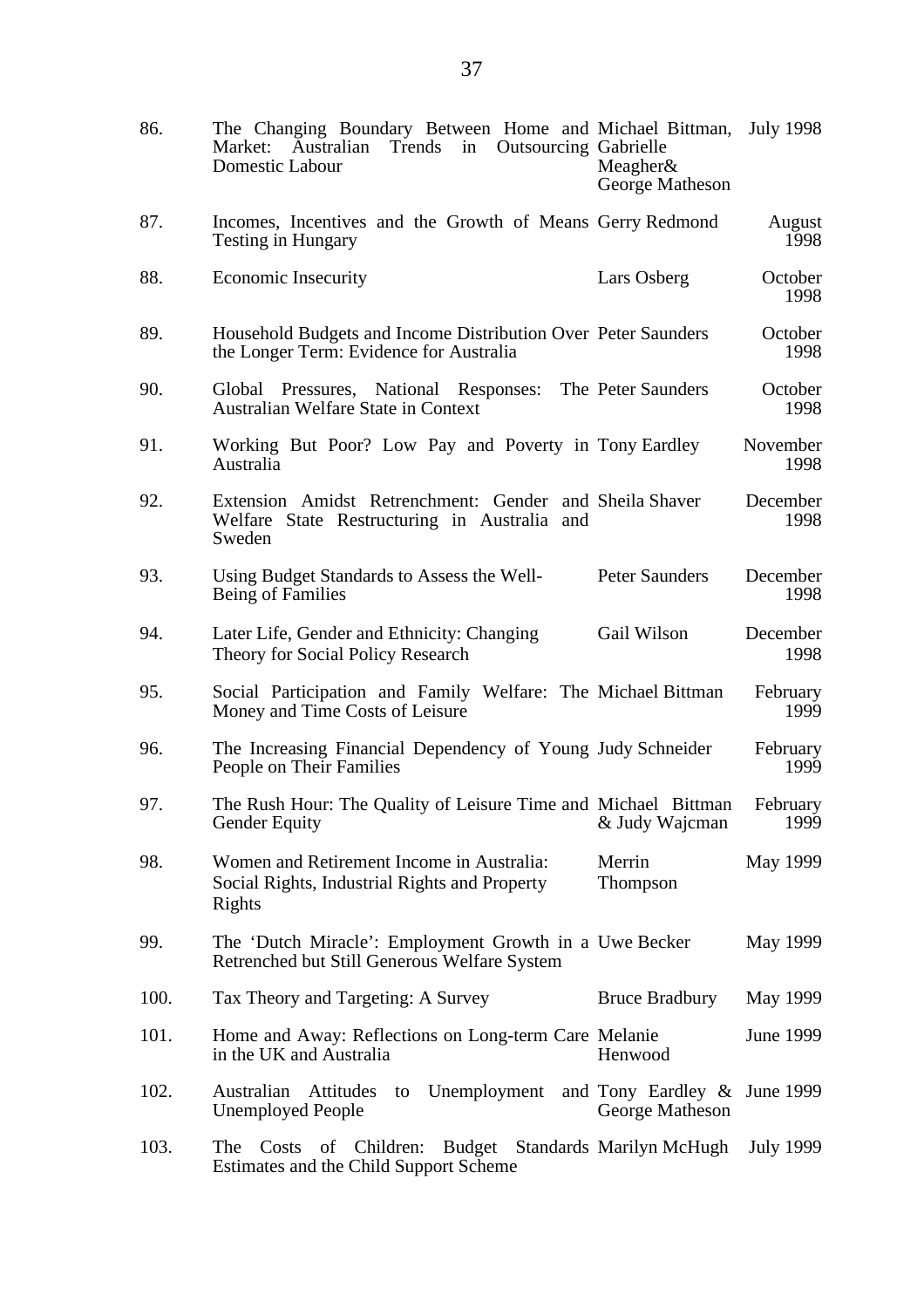| | | | |
|---|---|---|---|
| 86. | The Changing Boundary Between Home and Market: Australian Trends in Outsourcing Domestic Labour | Michael Bittman, Gabrielle Meagher& George Matheson | July 1998 |
| 87. | Incomes, Incentives and the Growth of Means Testing in Hungary | Gerry Redmond | August 1998 |
| 88. | Economic Insecurity | Lars Osberg | October 1998 |
| 89. | Household Budgets and Income Distribution Over the Longer Term: Evidence for Australia | Peter Saunders | October 1998 |
| 90. | Global Pressures, National Responses: The Australian Welfare State in Context | Peter Saunders | October 1998 |
| 91. | Working But Poor? Low Pay and Poverty in Australia | Tony Eardley | November 1998 |
| 92. | Extension Amidst Retrenchment: Gender and Welfare State Restructuring in Australia and Sweden | Sheila Shaver | December 1998 |
| 93. | Using Budget Standards to Assess the Well-Being of Families | Peter Saunders | December 1998 |
| 94. | Later Life, Gender and Ethnicity: Changing Theory for Social Policy Research | Gail Wilson | December 1998 |
| 95. | Social Participation and Family Welfare: The Money and Time Costs of Leisure | Michael Bittman | February 1999 |
| 96. | The Increasing Financial Dependency of Young People on Their Families | Judy Schneider | February 1999 |
| 97. | The Rush Hour: The Quality of Leisure Time and Gender Equity | Michael Bittman & Judy Wajcman | February 1999 |
| 98. | Women and Retirement Income in Australia: Social Rights, Industrial Rights and Property Rights | Merrin Thompson | May 1999 |
| 99. | The 'Dutch Miracle': Employment Growth in a Retrenched but Still Generous Welfare System | Uwe Becker | May 1999 |
| 100. | Tax Theory and Targeting: A Survey | Bruce Bradbury | May 1999 |
| 101. | Home and Away: Reflections on Long-term Care in the UK and Australia | Melanie Henwood | June 1999 |
| 102. | Australian Attitudes to Unemployment and Unemployed People | Tony Eardley & George Matheson | June 1999 |
| 103. | The Costs of Children: Budget Standards Estimates and the Child Support Scheme | Marilyn McHugh | July 1999 |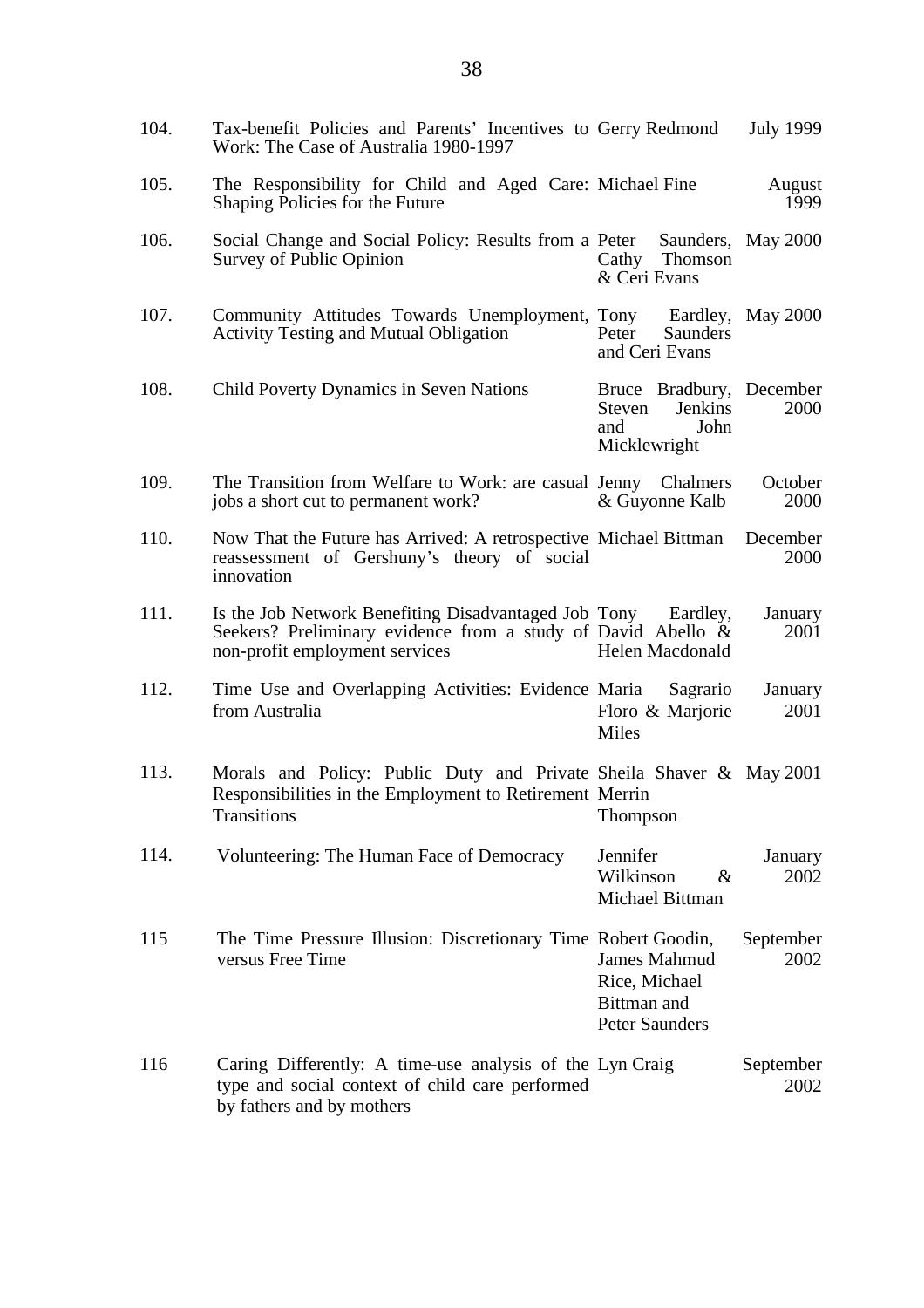| | | | |
|---|---|---|---|
| 104. | Tax-benefit Policies and Parents' Incentives to Work: The Case of Australia 1980-1997 | Gerry Redmond | July 1999 |
| 105. | The Responsibility for Child and Aged Care: Shaping Policies for the Future | Michael Fine | August 1999 |
| 106. | Social Change and Social Policy: Results from a Survey of Public Opinion | Peter Saunders, Cathy Thomson & Ceri Evans | May 2000 |
| 107. | Community Attitudes Towards Unemployment, Activity Testing and Mutual Obligation | Tony Eardley, Peter Saunders and Ceri Evans | May 2000 |
| 108. | Child Poverty Dynamics in Seven Nations | Bruce Bradbury, Steven Jenkins and John Micklewright | December 2000 |
| 109. | The Transition from Welfare to Work: are casual jobs a short cut to permanent work? | Jenny Chalmers & Guyonne Kalb | October 2000 |
| 110. | Now That the Future has Arrived: A retrospective reassessment of Gershuny's theory of social innovation | Michael Bittman | December 2000 |
| 111. | Is the Job Network Benefiting Disadvantaged Job Seekers? Preliminary evidence from a study of non-profit employment services | Tony Eardley, David Abello & Helen Macdonald | January 2001 |
| 112. | Time Use and Overlapping Activities: Evidence from Australia | Maria Sagrario Floro & Marjorie Miles | January 2001 |
| 113. | Morals and Policy: Public Duty and Private Responsibilities in the Employment to Retirement Transitions | Sheila Shaver & Merrin Thompson | May 2001 |
| 114. | Volunteering: The Human Face of Democracy | Jennifer Wilkinson & Michael Bittman | January 2002 |
| 115 | The Time Pressure Illusion: Discretionary Time versus Free Time | Robert Goodin, James Mahmud Rice, Michael Bittman and Peter Saunders | September 2002 |
| 116 | Caring Differently: A time-use analysis of the type and social context of child care performed by fathers and by mothers | Lyn Craig | September 2002 |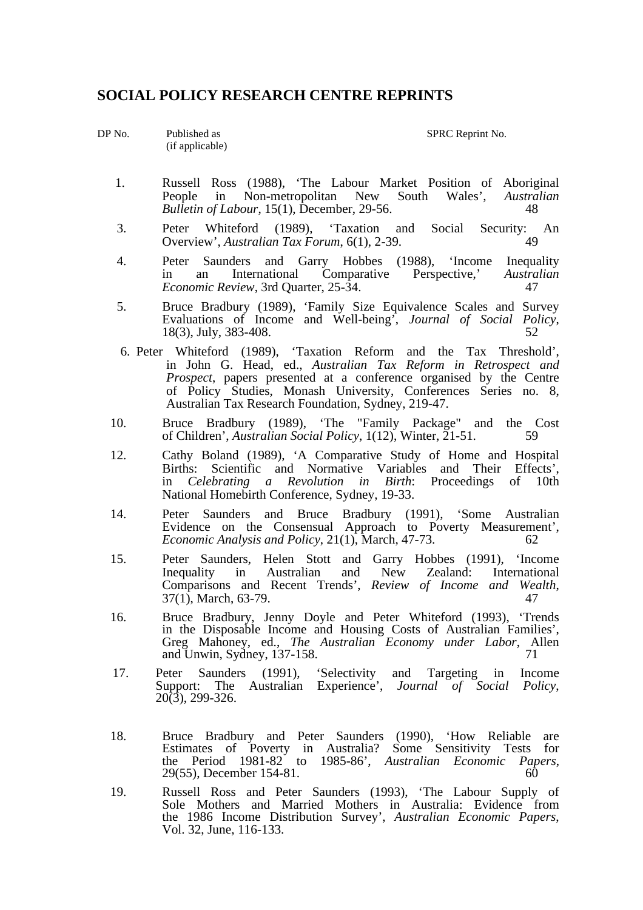## SOCIAL POLICY RESEARCH CENTRE REPRINTS

| DP No. | Published as (if applicable) | SPRC Reprint No. |
|---|---|---|
| 1. | Russell Ross (1988), 'The Labour Market Position of Aboriginal People in Non-metropolitan New South Wales', *Australian Bulletin of Labour*, 15(1), December, 29-56. | 48 |
| 3. | Peter Whiteford (1989), 'Taxation and Social Security: An Overview', *Australian Tax Forum*, 6(1), 2-39. | 49 |
| 4. | Peter Saunders and Garry Hobbes (1988), 'Income Inequality in an International Comparative Perspective,' *Australian Economic Review*, 3rd Quarter, 25-34. | 47 |
| 5. | Bruce Bradbury (1989), 'Family Size Equivalence Scales and Survey Evaluations of Income and Well-being', *Journal of Social Policy*, 18(3), July, 383-408. | 52 |
| 6. | Peter Whiteford (1989), 'Taxation Reform and the Tax Threshold', in John G. Head, ed., *Australian Tax Reform in Retrospect and Prospect*, papers presented at a conference organised by the Centre of Policy Studies, Monash University, Conferences Series no. 8, Australian Tax Research Foundation, Sydney, 219-47. | |
| 10. | Bruce Bradbury (1989), 'The "Family Package" and the Cost of Children', *Australian Social Policy*, 1(12), Winter, 21-51. | 59 |
| 12. | Cathy Boland (1989), 'A Comparative Study of Home and Hospital Births: Scientific and Normative Variables and Their Effects', in *Celebrating a Revolution in Birth*: Proceedings of 10th National Homebirth Conference, Sydney, 19-33. | |
| 14. | Peter Saunders and Bruce Bradbury (1991), 'Some Australian Evidence on the Consensual Approach to Poverty Measurement', *Economic Analysis and Policy*, 21(1), March, 47-73. | 62 |
| 15. | Peter Saunders, Helen Stott and Garry Hobbes (1991), 'Income Inequality in Australian and New Zealand: International Comparisons and Recent Trends', *Review of Income and Wealth*, 37(1), March, 63-79. | 47 |
| 16. | Bruce Bradbury, Jenny Doyle and Peter Whiteford (1993), 'Trends in the Disposable Income and Housing Costs of Australian Families', Greg Mahoney, ed., *The Australian Economy under Labor*, Allen and Unwin, Sydney, 137-158. | 71 |
| 17. | Peter Saunders (1991), 'Selectivity and Targeting in Income Support: The Australian Experience', *Journal of Social Policy*, 20(3), 299-326. | |
| 18. | Bruce Bradbury and Peter Saunders (1990), 'How Reliable are Estimates of Poverty in Australia? Some Sensitivity Tests for the Period 1981-82 to 1985-86', *Australian Economic Papers*, 29(55), December 154-81. | 60 |
| 19. | Russell Ross and Peter Saunders (1993), 'The Labour Supply of Sole Mothers and Married Mothers in Australia: Evidence from the 1986 Income Distribution Survey', *Australian Economic Papers*, Vol. 32, June, 116-133. | |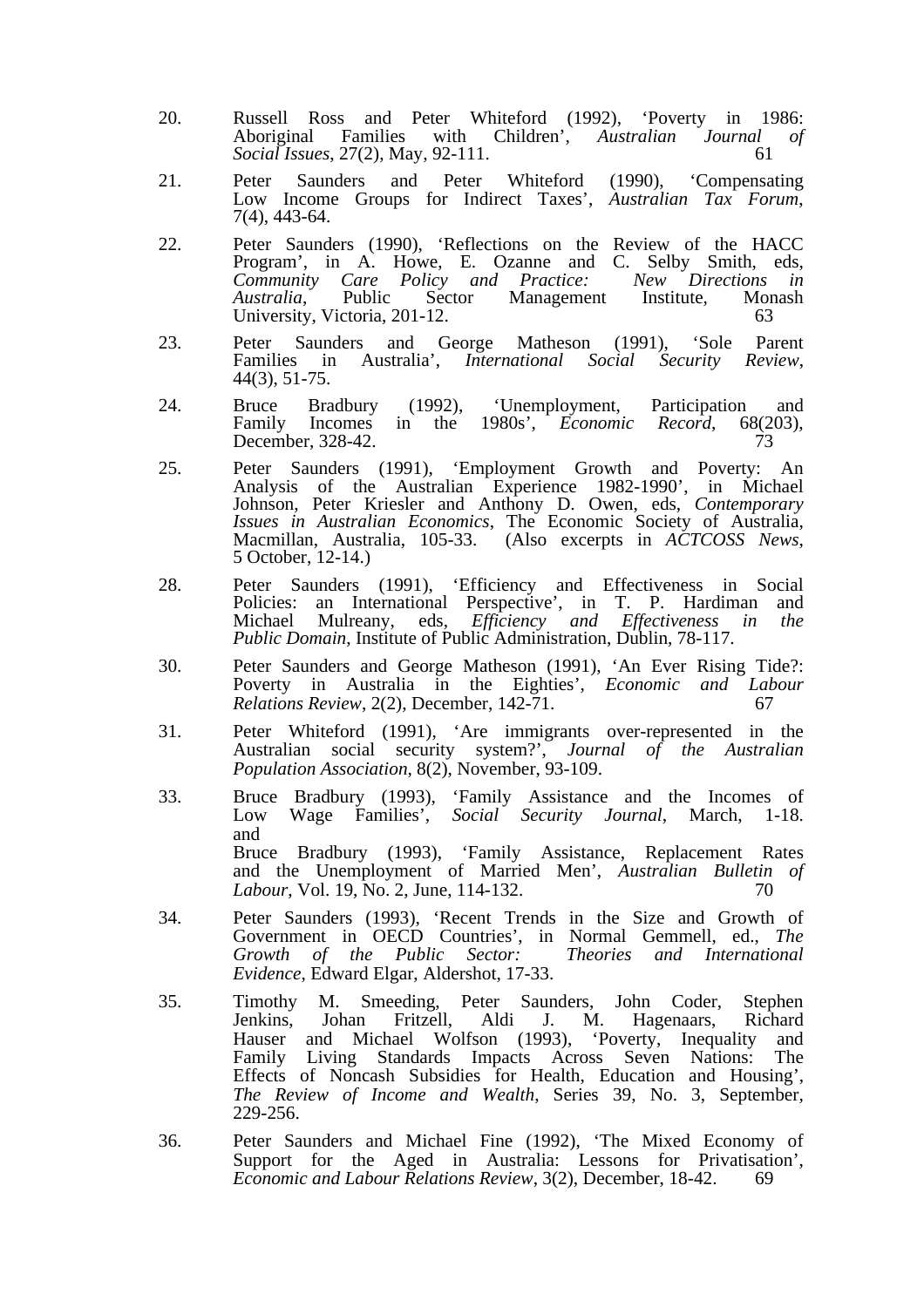20. Russell Ross and Peter Whiteford (1992), 'Poverty in 1986: Aboriginal Families with Children', *Australian Journal of Social Issues*, 27(2), May, 92-111. 61

21. Peter Saunders and Peter Whiteford (1990), 'Compensating Low Income Groups for Indirect Taxes', *Australian Tax Forum*, 7(4), 443-64.

22. Peter Saunders (1990), 'Reflections on the Review of the HACC Program', in A. Howe, E. Ozanne and C. Selby Smith, eds, *Community Care Policy and Practice: New Directions in Australia*, Public Sector Management Institute, Monash University, Victoria, 201-12. 63

23. Peter Saunders and George Matheson (1991), 'Sole Parent Families in Australia', *International Social Security Review*, 44(3), 51-75.

24. Bruce Bradbury (1992), 'Unemployment, Participation and Family Incomes in the 1980s', *Economic Record*, 68(203), December, 328-42. 73

25. Peter Saunders (1991), 'Employment Growth and Poverty: An Analysis of the Australian Experience 1982-1990', in Michael Johnson, Peter Kriesler and Anthony D. Owen, eds, *Contemporary Issues in Australian Economics*, The Economic Society of Australia, Macmillan, Australia, 105-33. (Also excerpts in *ACTCOSS News*, 5 October, 12-14.)

28. Peter Saunders (1991), 'Efficiency and Effectiveness in Social Policies: an International Perspective', in T. P. Hardiman and Michael Mulreany, eds, *Efficiency and Effectiveness in the Public Domain*, Institute of Public Administration, Dublin, 78-117.

30. Peter Saunders and George Matheson (1991), 'An Ever Rising Tide?: Poverty in Australia in the Eighties', *Economic and Labour Relations Review*, 2(2), December, 142-71. 67

31. Peter Whiteford (1991), 'Are immigrants over-represented in the Australian social security system?', *Journal of the Australian Population Association*, 8(2), November, 93-109.

33. Bruce Bradbury (1993), 'Family Assistance and the Incomes of Low Wage Families', *Social Security Journal*, March, 1-18. and
Bruce Bradbury (1993), 'Family Assistance, Replacement Rates and the Unemployment of Married Men', *Australian Bulletin of Labour*, Vol. 19, No. 2, June, 114-132. 70

34. Peter Saunders (1993), 'Recent Trends in the Size and Growth of Government in OECD Countries', in Normal Gemmell, ed., *The Growth of the Public Sector: Theories and International Evidence*, Edward Elgar, Aldershot, 17-33.

35. Timothy M. Smeeding, Peter Saunders, John Coder, Stephen Jenkins, Johan Fritzell, Aldi J. M. Hagenaars, Richard Hauser and Michael Wolfson (1993), 'Poverty, Inequality and Family Living Standards Impacts Across Seven Nations: The Effects of Noncash Subsidies for Health, Education and Housing', *The Review of Income and Wealth*, Series 39, No. 3, September, 229-256.

36. Peter Saunders and Michael Fine (1992), 'The Mixed Economy of Support for the Aged in Australia: Lessons for Privatisation', *Economic and Labour Relations Review*, 3(2), December, 18-42. 69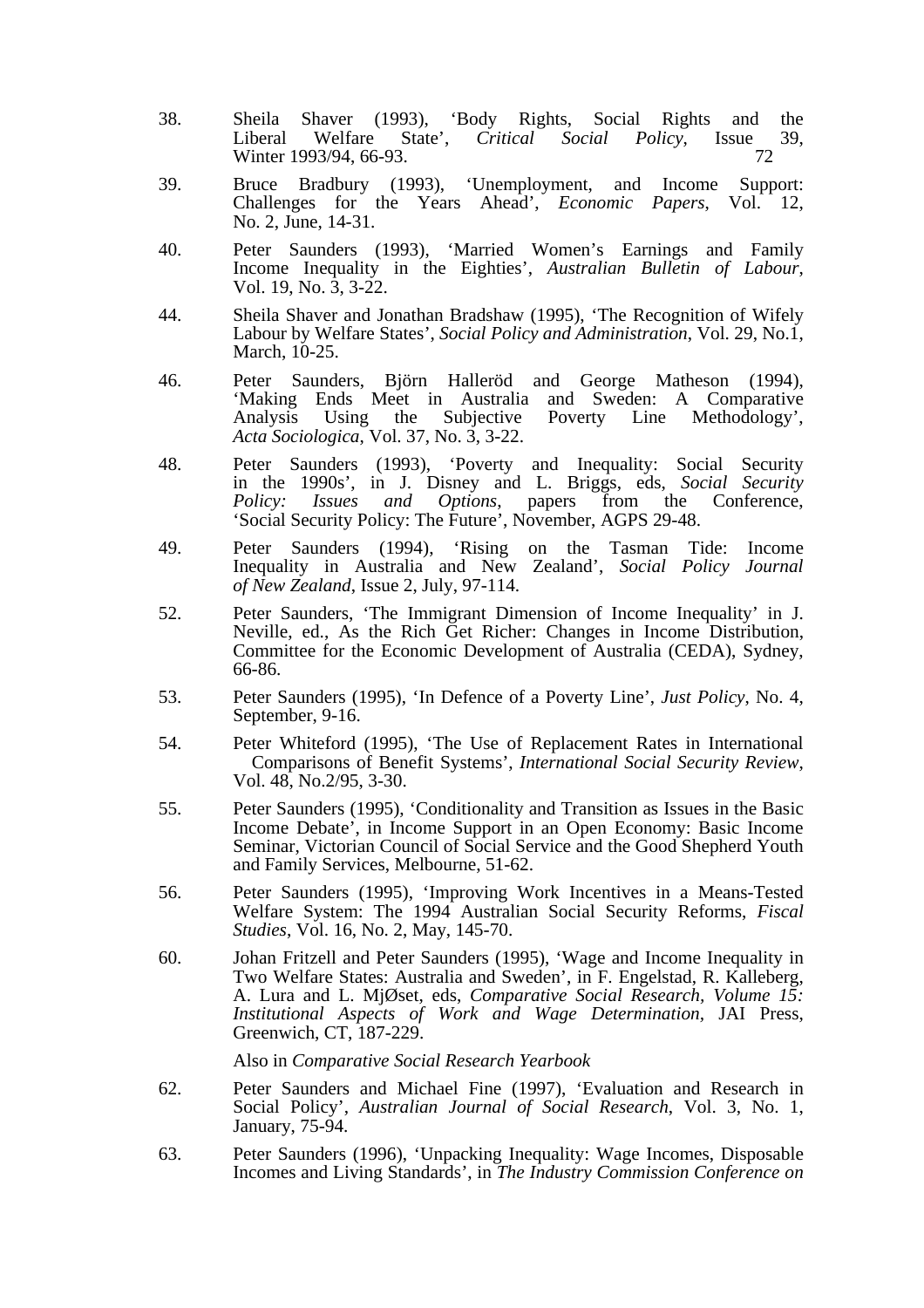38. Sheila Shaver (1993), 'Body Rights, Social Rights and the Liberal Welfare State', *Critical Social Policy*, Issue 39, Winter 1993/94, 66-93. 72

39. Bruce Bradbury (1993), 'Unemployment, and Income Support: Challenges for the Years Ahead', *Economic Papers*, Vol. 12, No. 2, June, 14-31.

40. Peter Saunders (1993), 'Married Women's Earnings and Family Income Inequality in the Eighties', *Australian Bulletin of Labour*, Vol. 19, No. 3, 3-22.

44. Sheila Shaver and Jonathan Bradshaw (1995), 'The Recognition of Wifely Labour by Welfare States', *Social Policy and Administration*, Vol. 29, No.1, March, 10-25.

46. Peter Saunders, Björn Halleröd and George Matheson (1994), 'Making Ends Meet in Australia and Sweden: A Comparative Analysis Using the Subjective Poverty Line Methodology', *Acta Sociologica*, Vol. 37, No. 3, 3-22.

48. Peter Saunders (1993), 'Poverty and Inequality: Social Security in the 1990s', in J. Disney and L. Briggs, eds, *Social Security Policy: Issues and Options*, papers from the Conference, 'Social Security Policy: The Future', November, AGPS 29-48.

49. Peter Saunders (1994), 'Rising on the Tasman Tide: Income Inequality in Australia and New Zealand', *Social Policy Journal of New Zealand*, Issue 2, July, 97-114.

52. Peter Saunders, 'The Immigrant Dimension of Income Inequality' in J. Neville, ed., As the Rich Get Richer: Changes in Income Distribution, Committee for the Economic Development of Australia (CEDA), Sydney, 66-86.

53. Peter Saunders (1995), 'In Defence of a Poverty Line', *Just Policy*, No. 4, September, 9-16.

54. Peter Whiteford (1995), 'The Use of Replacement Rates in International Comparisons of Benefit Systems', *International Social Security Review*, Vol. 48, No.2/95, 3-30.

55. Peter Saunders (1995), 'Conditionality and Transition as Issues in the Basic Income Debate', in Income Support in an Open Economy: Basic Income Seminar, Victorian Council of Social Service and the Good Shepherd Youth and Family Services, Melbourne, 51-62.

56. Peter Saunders (1995), 'Improving Work Incentives in a Means-Tested Welfare System: The 1994 Australian Social Security Reforms, *Fiscal Studies*, Vol. 16, No. 2, May, 145-70.

60. Johan Fritzell and Peter Saunders (1995), 'Wage and Income Inequality in Two Welfare States: Australia and Sweden', in F. Engelstad, R. Kalleberg, A. Lura and L. MjØset, eds, *Comparative Social Research, Volume 15: Institutional Aspects of Work and Wage Determination*, JAI Press, Greenwich, CT, 187-229.

    Also in *Comparative Social Research Yearbook*

62. Peter Saunders and Michael Fine (1997), 'Evaluation and Research in Social Policy', *Australian Journal of Social Research*, Vol. 3, No. 1, January, 75-94.

63. Peter Saunders (1996), 'Unpacking Inequality: Wage Incomes, Disposable Incomes and Living Standards', in *The Industry Commission Conference on*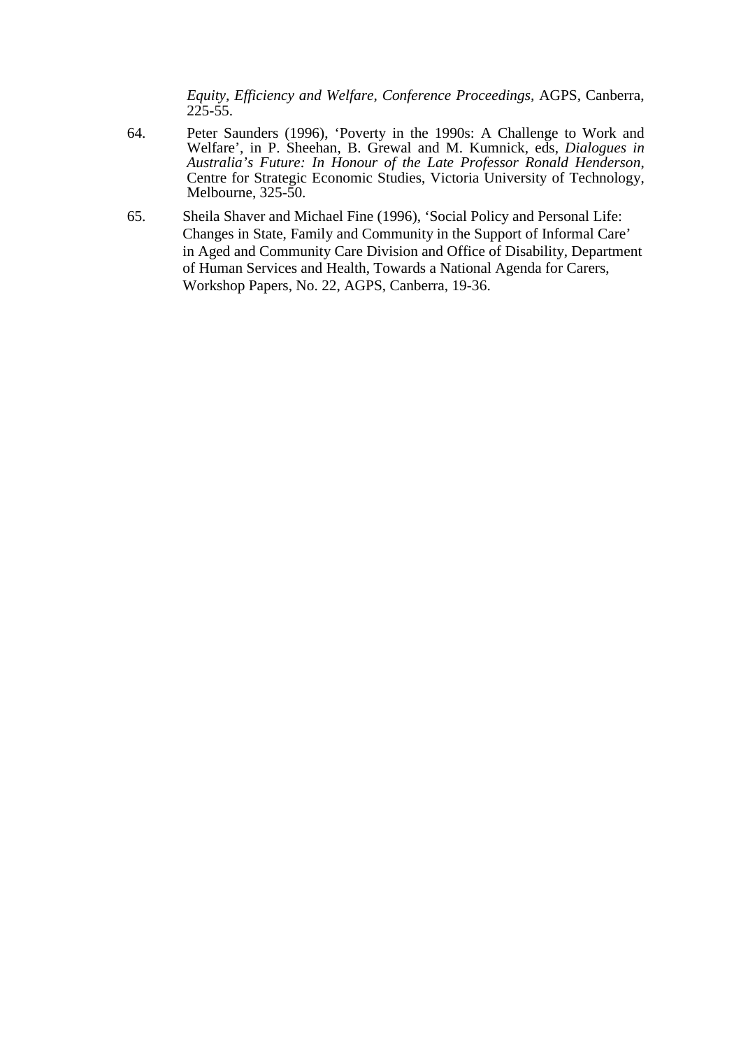*Equity, Efficiency and Welfare, Conference Proceedings*, AGPS, Canberra, 225-55.

64. Peter Saunders (1996), 'Poverty in the 1990s: A Challenge to Work and Welfare', in P. Sheehan, B. Grewal and M. Kumnick, eds, *Dialogues in Australia's Future: In Honour of the Late Professor Ronald Henderson*, Centre for Strategic Economic Studies, Victoria University of Technology, Melbourne, 325-50.

65. Sheila Shaver and Michael Fine (1996), 'Social Policy and Personal Life: Changes in State, Family and Community in the Support of Informal Care' in Aged and Community Care Division and Office of Disability, Department of Human Services and Health, Towards a National Agenda for Carers, Workshop Papers, No. 22, AGPS, Canberra, 19-36.